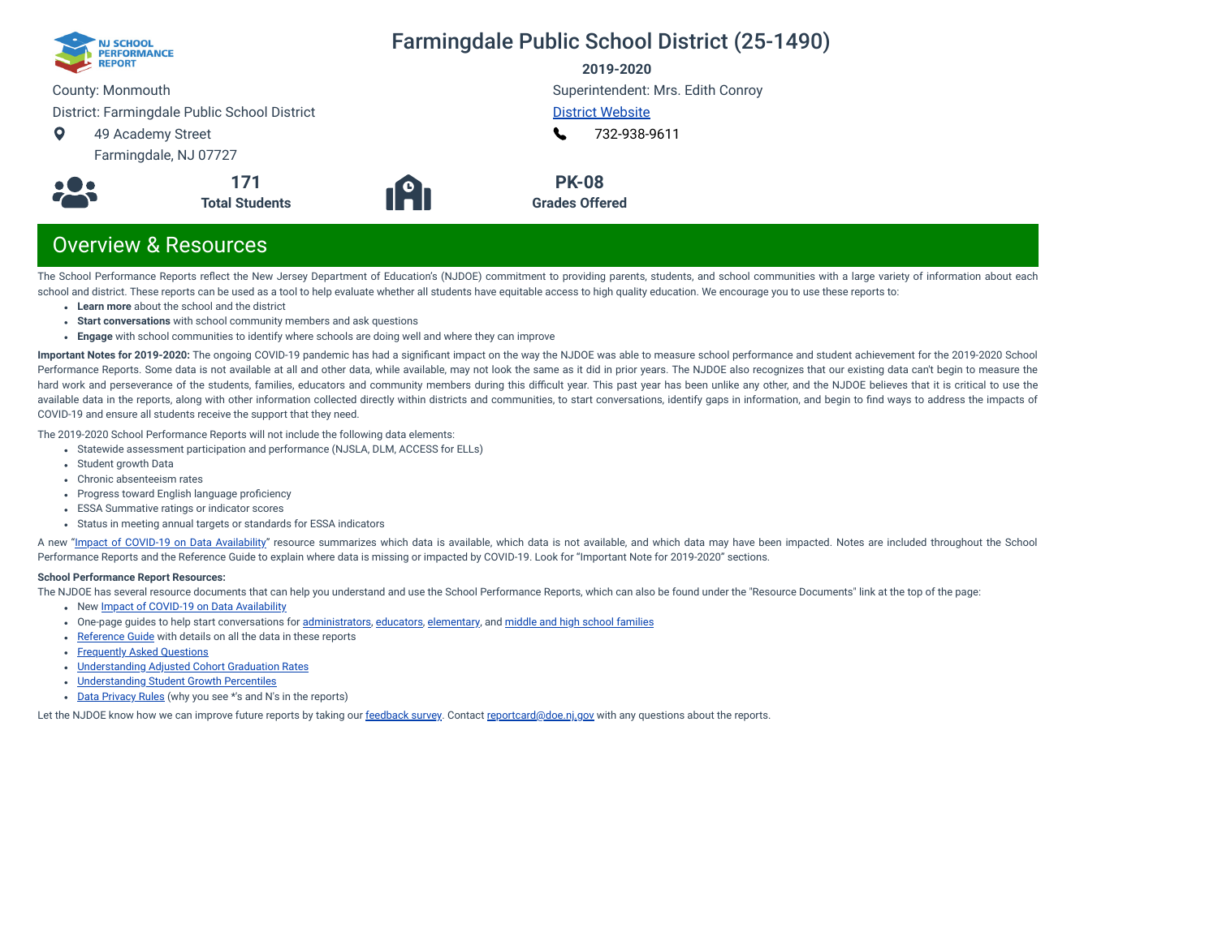NJ SCHOOL PERFORMANCE REPORT

# Farmingdale Public School District (25-1490)

**2019-2020**

County: Monmouth

District: Farmingdale Public School District

49 Academy Street
Farmingdale, NJ 07727

Superintendent: Mrs. Edith Conroy

District Website

732-938-9611

**171**
**Total Students**

**PK-08**
**Grades Offered**

## Overview & Resources

The School Performance Reports reflect the New Jersey Department of Education's (NJDOE) commitment to providing parents, students, and school communities with a large variety of information about each school and district. These reports can be used as a tool to help evaluate whether all students have equitable access to high quality education. We encourage you to use these reports to:

- **Learn more** about the school and the district
- **Start conversations** with school community members and ask questions
- **Engage** with school communities to identify where schools are doing well and where they can improve

**Important Notes for 2019-2020:** The ongoing COVID-19 pandemic has had a significant impact on the way the NJDOE was able to measure school performance and student achievement for the 2019-2020 School Performance Reports. Some data is not available at all and other data, while available, may not look the same as it did in prior years. The NJDOE also recognizes that our existing data can't begin to measure the hard work and perseverance of the students, families, educators and community members during this difficult year. This past year has been unlike any other, and the NJDOE believes that it is critical to use the available data in the reports, along with other information collected directly within districts and communities, to start conversations, identify gaps in information, and begin to find ways to address the impacts of COVID-19 and ensure all students receive the support that they need.

The 2019-2020 School Performance Reports will not include the following data elements:

- Statewide assessment participation and performance (NJSLA, DLM, ACCESS for ELLs)
- Student growth Data
- Chronic absenteeism rates
- Progress toward English language proficiency
- ESSA Summative ratings or indicator scores
- Status in meeting annual targets or standards for ESSA indicators

A new "Impact of COVID-19 on Data Availability" resource summarizes which data is available, which data is not available, and which data may have been impacted. Notes are included throughout the School Performance Reports and the Reference Guide to explain where data is missing or impacted by COVID-19. Look for "Important Note for 2019-2020" sections.

**School Performance Report Resources:**

The NJDOE has several resource documents that can help you understand and use the School Performance Reports, which can also be found under the "Resource Documents" link at the top of the page:

- New Impact of COVID-19 on Data Availability
- One-page guides to help start conversations for administrators, educators, elementary, and middle and high school families
- Reference Guide with details on all the data in these reports
- Frequently Asked Questions
- Understanding Adjusted Cohort Graduation Rates
- Understanding Student Growth Percentiles
- Data Privacy Rules (why you see *'s and N's in the reports)

Let the NJDOE know how we can improve future reports by taking our feedback survey. Contact reportcard@doe.nj.gov with any questions about the reports.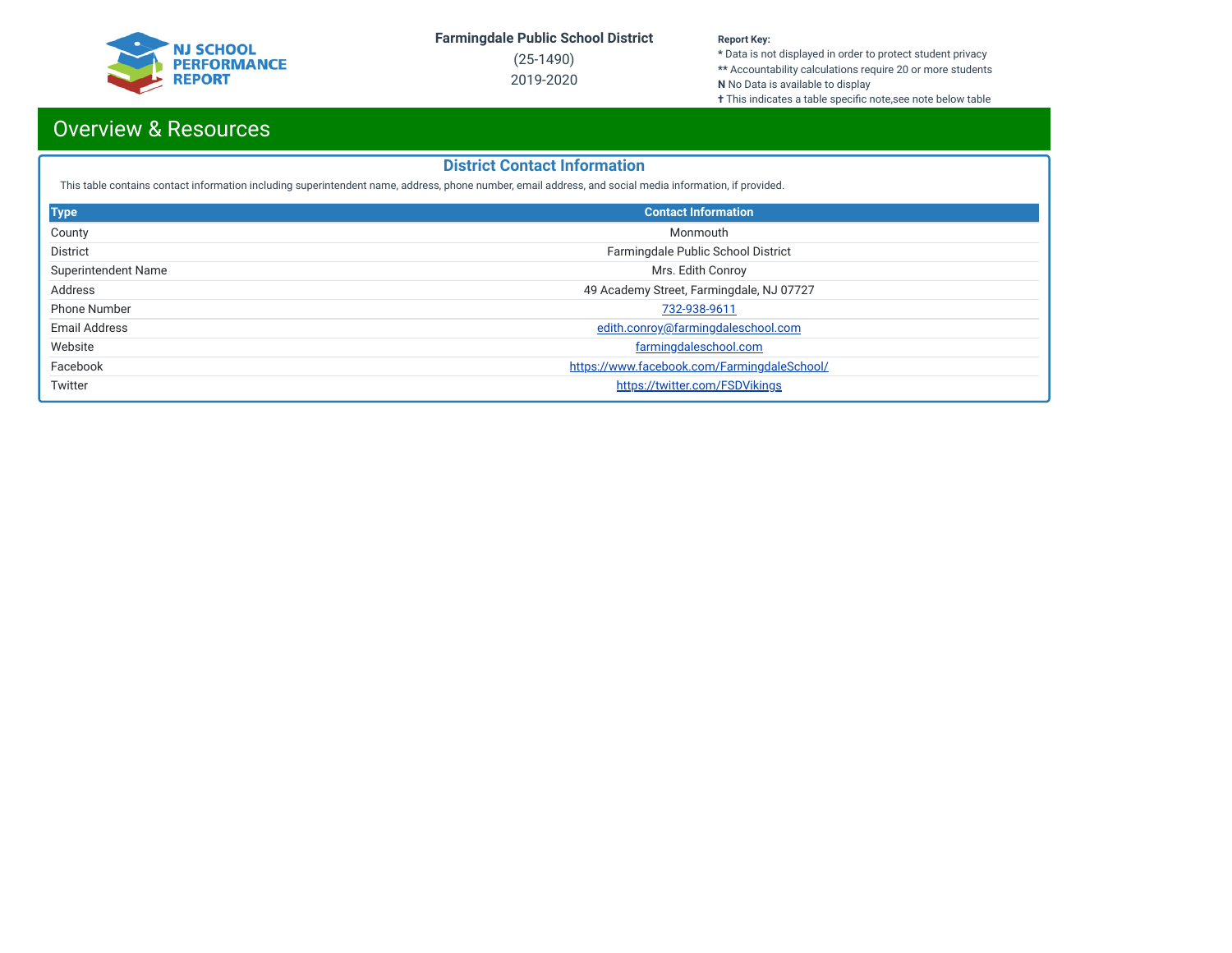# Overview & Resources

## District Contact Information

This table contains contact information including superintendent name, address, phone number, email address, and social media information, if provided.

| Type | Contact Information |
| --- | --- |
| County | Monmouth |
| District | Farmingdale Public School District |
| Superintendent Name | Mrs. Edith Conroy |
| Address | 49 Academy Street, Farmingdale, NJ 07727 |
| Phone Number | 732-938-9611 |
| Email Address | edith.conroy@farmingdaleschool.com |
| Website | farmingdaleschool.com |
| Facebook | https://www.facebook.com/FarmingdaleSchool/ |
| Twitter | https://twitter.com/FSDVikings |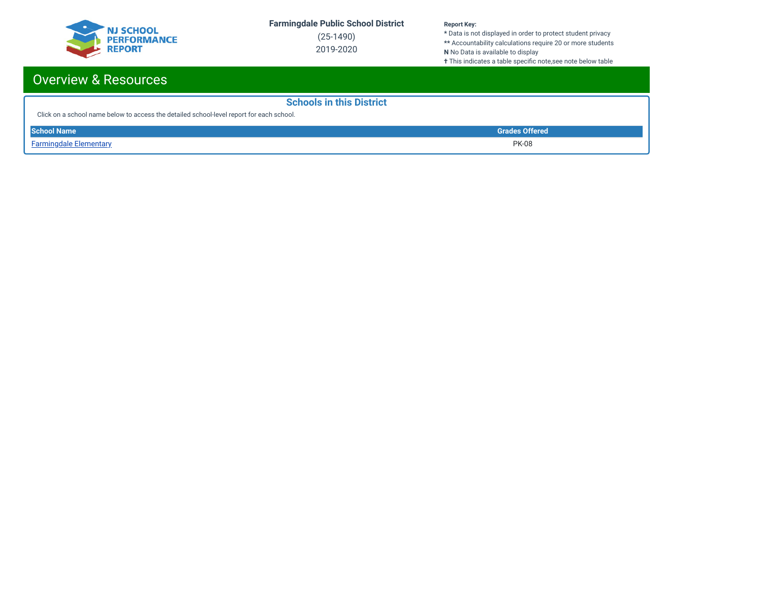# Overview & Resources

## Schools in this District

Click on a school name below to access the detailed school-level report for each school.

| School Name | Grades Offered |
| --- | --- |
| Farmingdale Elementary | PK-08 |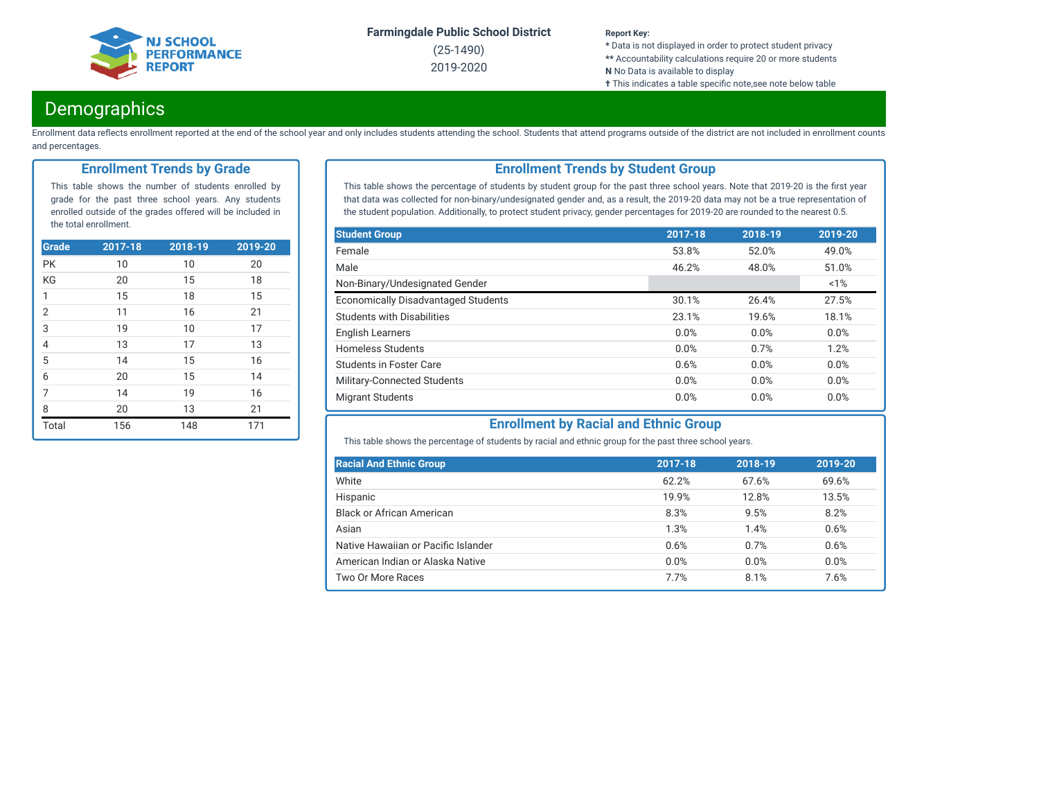Farmingdale Public School District
(25-1490)
2019-2020

**Report Key:**
* Data is not displayed in order to protect student privacy
** Accountability calculations require 20 or more students
**N** No Data is available to display
† This indicates a table specific note,see note below table

# Demographics

Enrollment data reflects enrollment reported at the end of the school year and only includes students attending the school. Students that attend programs outside of the district are not included in enrollment counts and percentages.

## Enrollment Trends by Grade

This table shows the number of students enrolled by grade for the past three school years. Any students enrolled outside of the grades offered will be included in the total enrollment.

| Grade | 2017-18 | 2018-19 | 2019-20 |
|---|---|---|---|
| PK | 10 | 10 | 20 |
| KG | 20 | 15 | 18 |
| 1 | 15 | 18 | 15 |
| 2 | 11 | 16 | 21 |
| 3 | 19 | 10 | 17 |
| 4 | 13 | 17 | 13 |
| 5 | 14 | 15 | 16 |
| 6 | 20 | 15 | 14 |
| 7 | 14 | 19 | 16 |
| 8 | 20 | 13 | 21 |
| Total | 156 | 148 | 171 |

## Enrollment Trends by Student Group

This table shows the percentage of students by student group for the past three school years. Note that 2019-20 is the first year that data was collected for non-binary/undesignated gender and, as a result, the 2019-20 data may not be a true representation of the student population. Additionally, to protect student privacy, gender percentages for 2019-20 are rounded to the nearest 0.5.

| Student Group | 2017-18 | 2018-19 | 2019-20 |
|---|---|---|---|
| Female | 53.8% | 52.0% | 49.0% |
| Male | 46.2% | 48.0% | 51.0% |
| Non-Binary/Undesignated Gender | | | <1% |
| Economically Disadvantaged Students | 30.1% | 26.4% | 27.5% |
| Students with Disabilities | 23.1% | 19.6% | 18.1% |
| English Learners | 0.0% | 0.0% | 0.0% |
| Homeless Students | 0.0% | 0.7% | 1.2% |
| Students in Foster Care | 0.6% | 0.0% | 0.0% |
| Military-Connected Students | 0.0% | 0.0% | 0.0% |
| Migrant Students | 0.0% | 0.0% | 0.0% |

## Enrollment by Racial and Ethnic Group

This table shows the percentage of students by racial and ethnic group for the past three school years.

| Racial And Ethnic Group | 2017-18 | 2018-19 | 2019-20 |
|---|---|---|---|
| White | 62.2% | 67.6% | 69.6% |
| Hispanic | 19.9% | 12.8% | 13.5% |
| Black or African American | 8.3% | 9.5% | 8.2% |
| Asian | 1.3% | 1.4% | 0.6% |
| Native Hawaiian or Pacific Islander | 0.6% | 0.7% | 0.6% |
| American Indian or Alaska Native | 0.0% | 0.0% | 0.0% |
| Two Or More Races | 7.7% | 8.1% | 7.6% |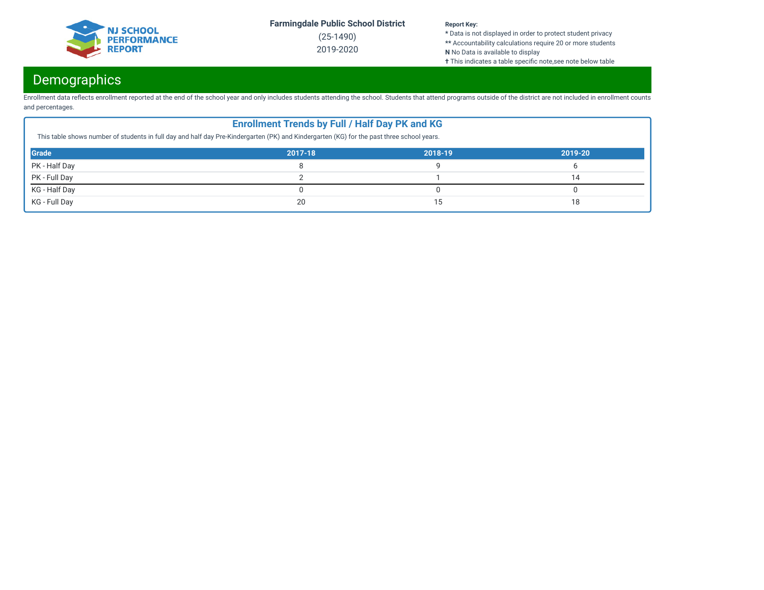# Demographics

Enrollment data reflects enrollment reported at the end of the school year and only includes students attending the school. Students that attend programs outside of the district are not included in enrollment counts and percentages.

## Enrollment Trends by Full / Half Day PK and KG

This table shows number of students in full day and half day Pre-Kindergarten (PK) and Kindergarten (KG) for the past three school years.

| Grade | 2017-18 | 2018-19 | 2019-20 |
|---|---|---|---|
| PK - Half Day | 8 | 9 | 6 |
| PK - Full Day | 2 | 1 | 14 |
| KG - Half Day | 0 | 0 | 0 |
| KG - Full Day | 20 | 15 | 18 |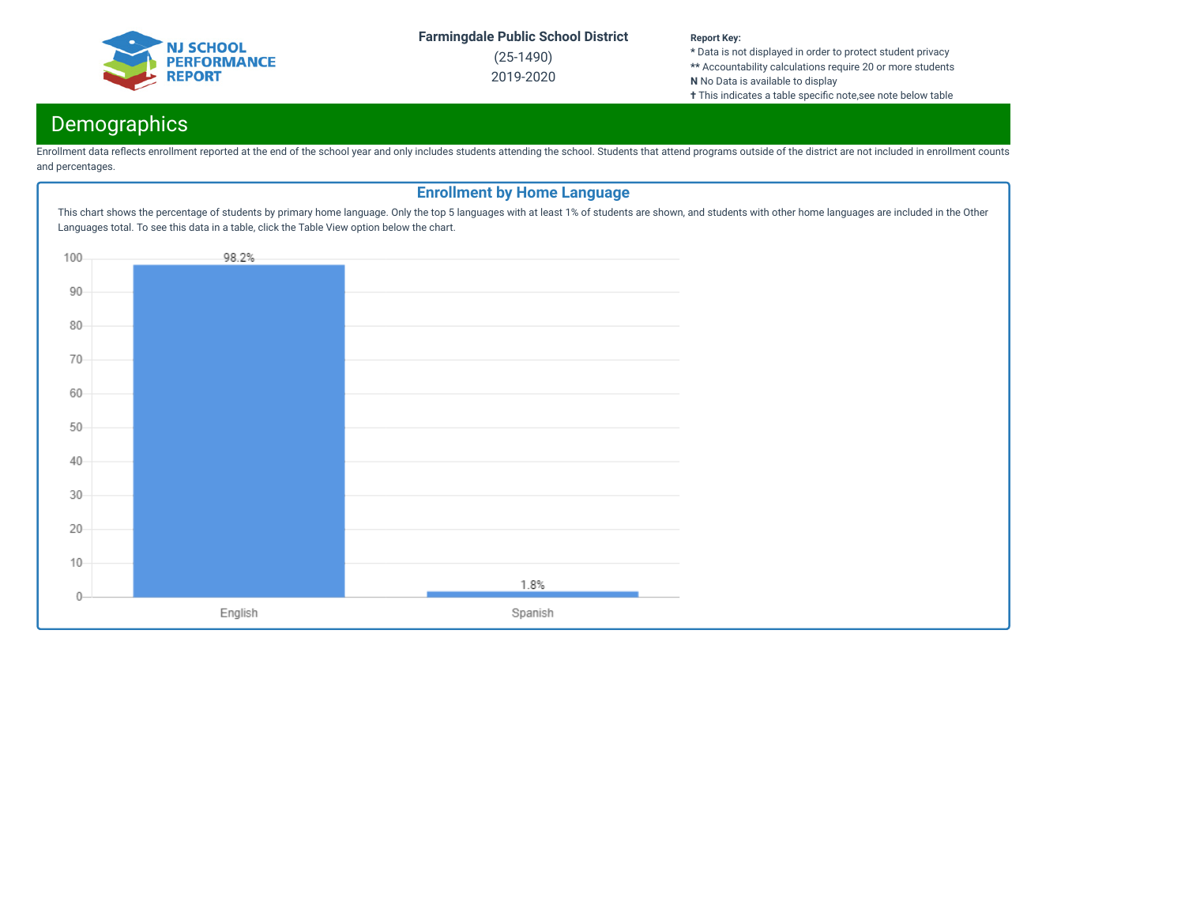Farmingdale Public School District
(25-1490)
2019-2020

**Report Key:**
* Data is not displayed in order to protect student privacy
** Accountability calculations require 20 or more students
**N** No Data is available to display
✝ This indicates a table specific note,see note below table

## Demographics

Enrollment data reflects enrollment reported at the end of the school year and only includes students attending the school. Students that attend programs outside of the district are not included in enrollment counts and percentages.

### Enrollment by Home Language

This chart shows the percentage of students by primary home language. Only the top 5 languages with at least 1% of students are shown, and students with other home languages are included in the Other Languages total. To see this data in a table, click the Table View option below the chart.

| Home Language | Percentage |
| --- | --- |
| English | 98.2% |
| Spanish | 1.8% |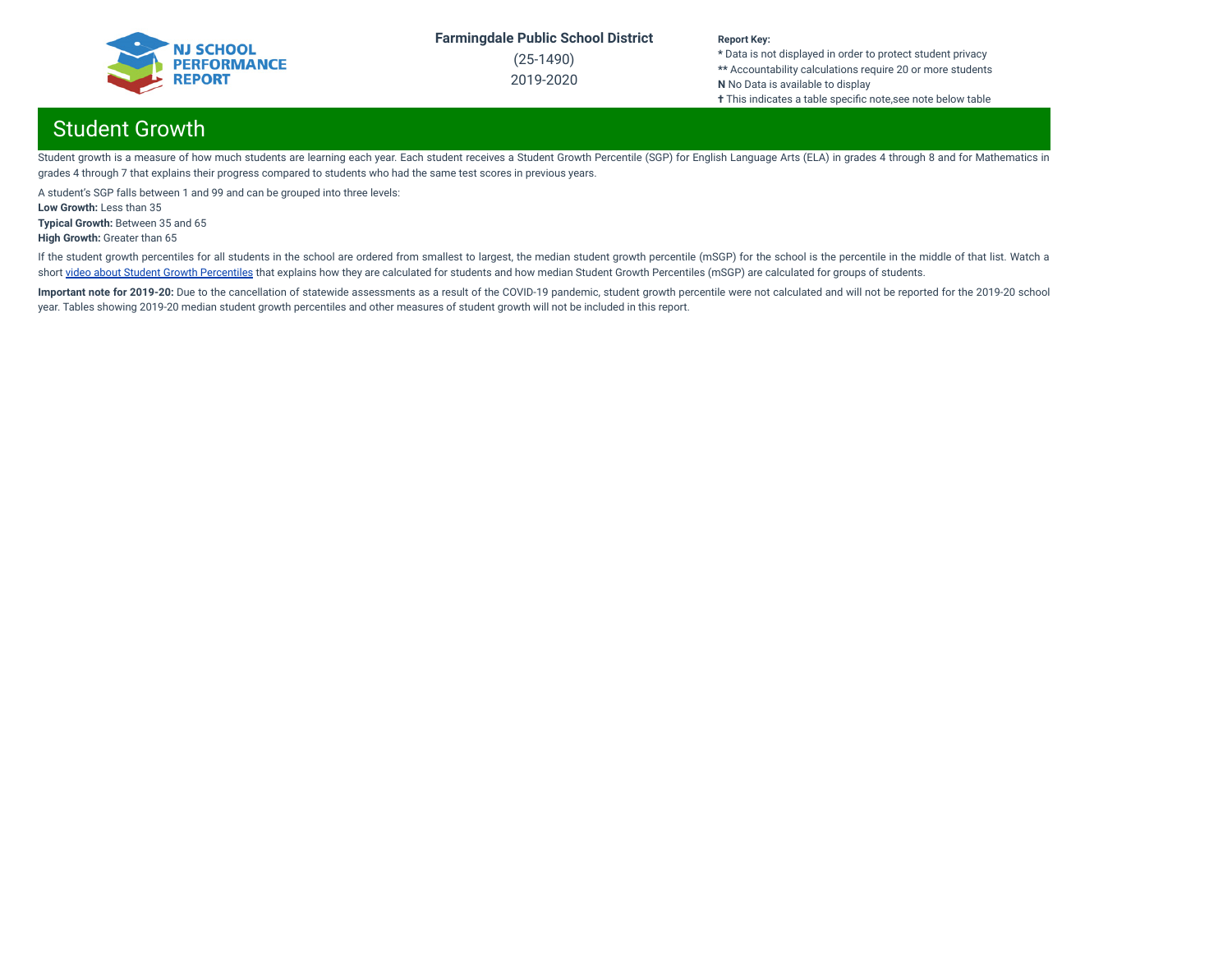## Student Growth

Student growth is a measure of how much students are learning each year. Each student receives a Student Growth Percentile (SGP) for English Language Arts (ELA) in grades 4 through 8 and for Mathematics in grades 4 through 7 that explains their progress compared to students who had the same test scores in previous years.

A student's SGP falls between 1 and 99 and can be grouped into three levels:

**Low Growth:** Less than 35

**Typical Growth:** Between 35 and 65

**High Growth:** Greater than 65

If the student growth percentiles for all students in the school are ordered from smallest to largest, the median student growth percentile (mSGP) for the school is the percentile in the middle of that list. Watch a short video about Student Growth Percentiles that explains how they are calculated for students and how median Student Growth Percentiles (mSGP) are calculated for groups of students.

**Important note for 2019-20:** Due to the cancellation of statewide assessments as a result of the COVID-19 pandemic, student growth percentile were not calculated and will not be reported for the 2019-20 school year. Tables showing 2019-20 median student growth percentiles and other measures of student growth will not be included in this report.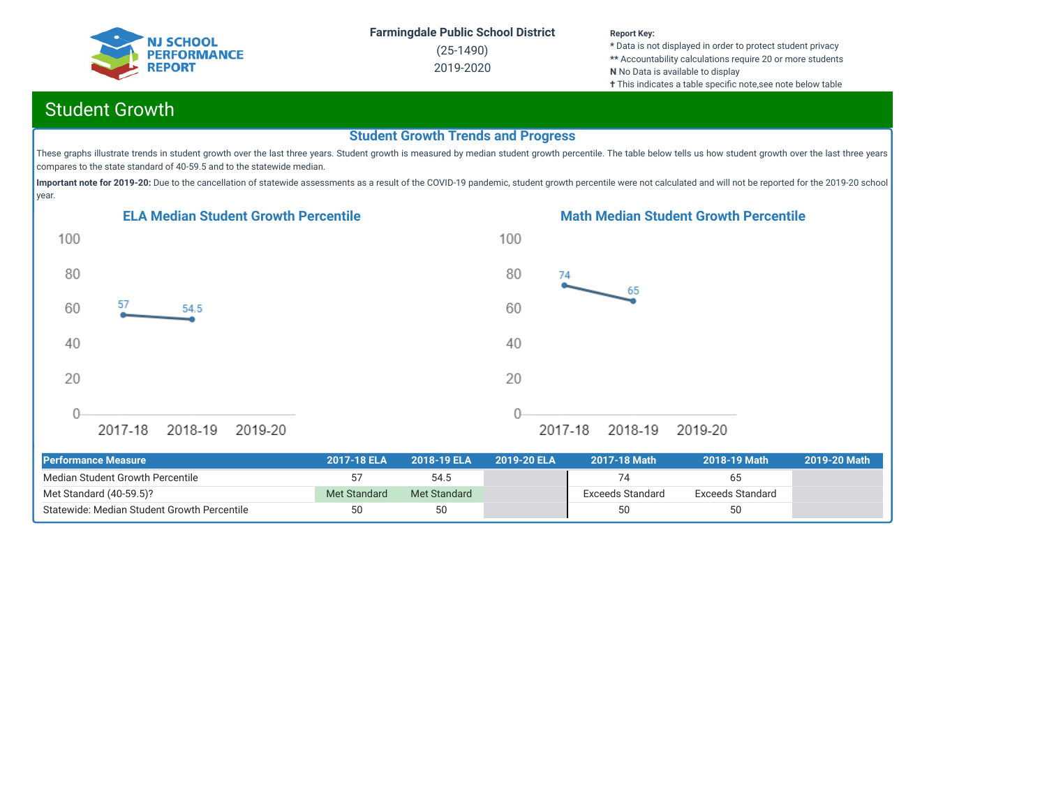Farmingdale Public School District

(25-1490)

2019-2020

**Report Key:**
* Data is not displayed in order to protect student privacy
** Accountability calculations require 20 or more students
**N** No Data is available to display
✝ This indicates a table specific note,see note below table

## Student Growth

### Student Growth Trends and Progress

These graphs illustrate trends in student growth over the last three years. Student growth is measured by median student growth percentile. The table below tells us how student growth over the last three years compares to the state standard of 40-59.5 and to the statewide median.

**Important note for 2019-20:** Due to the cancellation of statewide assessments as a result of the COVID-19 pandemic, student growth percentile were not calculated and will not be reported for the 2019-20 school year.

#### ELA Median Student Growth Percentile

| Year | Value |
|---|---|
| 2017-18 | 57 |
| 2018-19 | 54.5 |
| 2019-20 | |

#### Math Median Student Growth Percentile

| Year | Value |
|---|---|
| 2017-18 | 74 |
| 2018-19 | 65 |
| 2019-20 | |

| Performance Measure | 2017-18 ELA | 2018-19 ELA | 2019-20 ELA | 2017-18 Math | 2018-19 Math | 2019-20 Math |
|---|---|---|---|---|---|---|
| Median Student Growth Percentile | 57 | 54.5 | | 74 | 65 | |
| Met Standard (40-59.5)? | Met Standard | Met Standard | | Exceeds Standard | Exceeds Standard | |
| Statewide: Median Student Growth Percentile | 50 | 50 | | 50 | 50 | |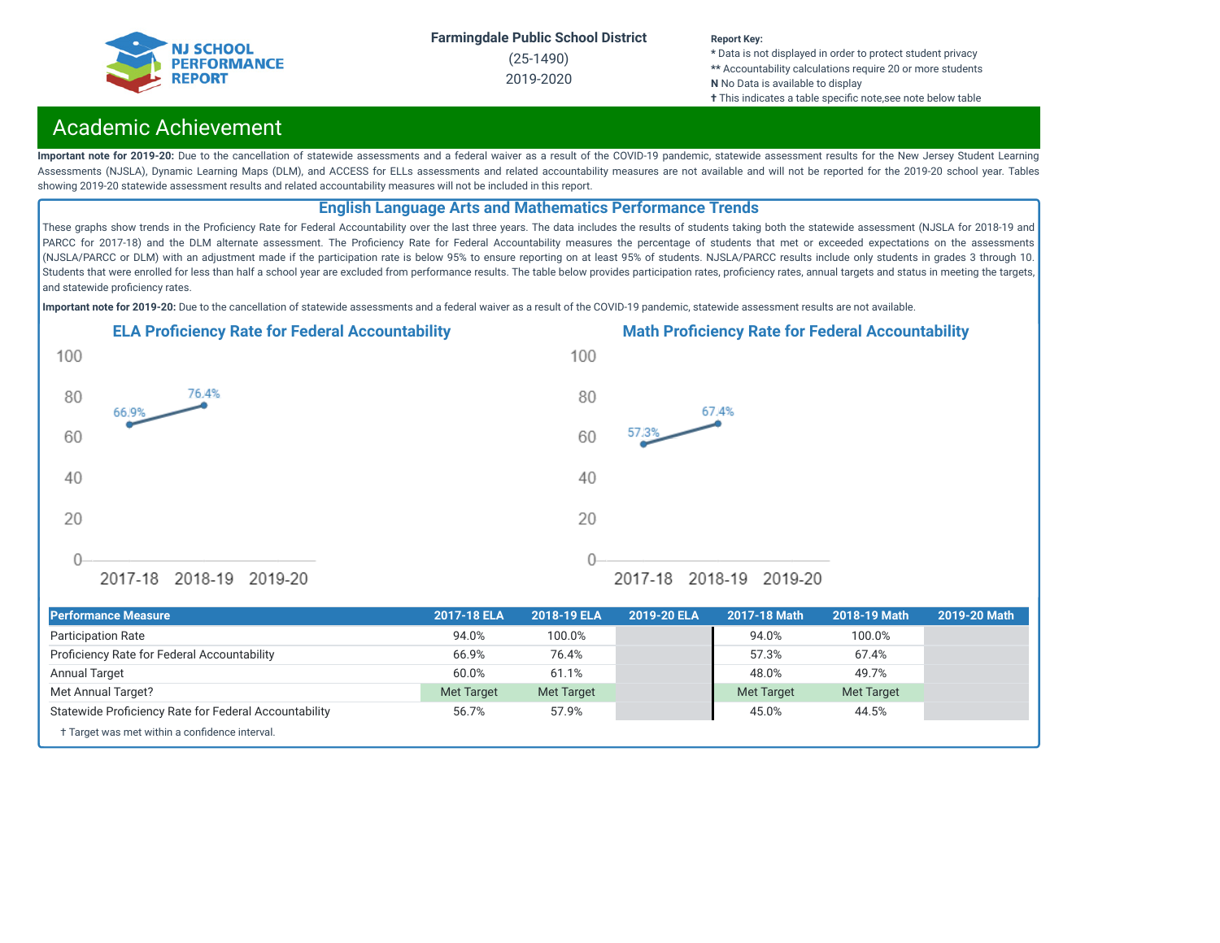Farmingdale Public School District

(25-1490)

2019-2020

**Report Key:**
* Data is not displayed in order to protect student privacy
** Accountability calculations require 20 or more students
**N** No Data is available to display
† This indicates a table specific note,see note below table

# Academic Achievement

**Important note for 2019-20:** Due to the cancellation of statewide assessments and a federal waiver as a result of the COVID-19 pandemic, statewide assessment results for the New Jersey Student Learning Assessments (NJSLA), Dynamic Learning Maps (DLM), and ACCESS for ELLs assessments and related accountability measures are not available and will not be reported for the 2019-20 school year. Tables showing 2019-20 statewide assessment results and related accountability measures will not be included in this report.

## English Language Arts and Mathematics Performance Trends

These graphs show trends in the Proficiency Rate for Federal Accountability over the last three years. The data includes the results of students taking both the statewide assessment (NJSLA for 2018-19 and PARCC for 2017-18) and the DLM alternate assessment. The Proficiency Rate for Federal Accountability measures the percentage of students that met or exceeded expectations on the assessments (NJSLA/PARCC or DLM) with an adjustment made if the participation rate is below 95% to ensure reporting on at least 95% of students. NJSLA/PARCC results include only students in grades 3 through 10. Students that were enrolled for less than half a school year are excluded from performance results. The table below provides participation rates, proficiency rates, annual targets and status in meeting the targets, and statewide proficiency rates.

**Important note for 2019-20:** Due to the cancellation of statewide assessments and a federal waiver as a result of the COVID-19 pandemic, statewide assessment results are not available.

### ELA Proficiency Rate for Federal Accountability

| Year | Rate |
|---|---|
| 2017-18 | 66.9% |
| 2018-19 | 76.4% |
| 2019-20 | |

### Math Proficiency Rate for Federal Accountability

| Year | Rate |
|---|---|
| 2017-18 | 57.3% |
| 2018-19 | 67.4% |
| 2019-20 | |

| Performance Measure | 2017-18 ELA | 2018-19 ELA | 2019-20 ELA | 2017-18 Math | 2018-19 Math | 2019-20 Math |
|---|---|---|---|---|---|---|
| Participation Rate | 94.0% | 100.0% | | 94.0% | 100.0% | |
| Proficiency Rate for Federal Accountability | 66.9% | 76.4% | | 57.3% | 67.4% | |
| Annual Target | 60.0% | 61.1% | | 48.0% | 49.7% | |
| Met Annual Target? | Met Target | Met Target | | Met Target | Met Target | |
| Statewide Proficiency Rate for Federal Accountability | 56.7% | 57.9% | | 45.0% | 44.5% | |

† Target was met within a confidence interval.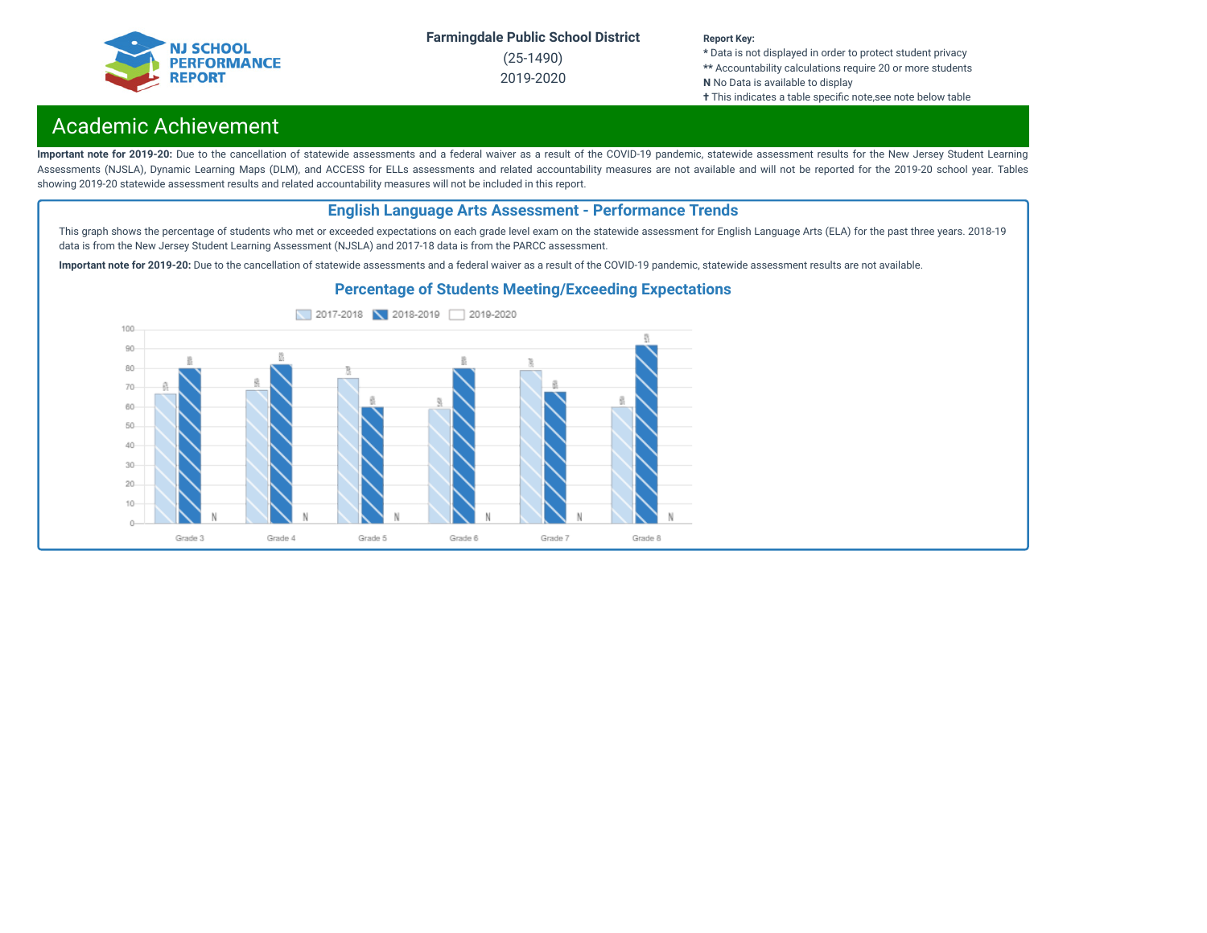Farmingdale Public School District

(25-1490)

2019-2020

**Report Key:**
* Data is not displayed in order to protect student privacy
** Accountability calculations require 20 or more students
**N** No Data is available to display
✝ This indicates a table specific note,see note below table

# Academic Achievement

**Important note for 2019-20:** Due to the cancellation of statewide assessments and a federal waiver as a result of the COVID-19 pandemic, statewide assessment results for the New Jersey Student Learning Assessments (NJSLA), Dynamic Learning Maps (DLM), and ACCESS for ELLs assessments and related accountability measures are not available and will not be reported for the 2019-20 school year. Tables showing 2019-20 statewide assessment results and related accountability measures will not be included in this report.

## English Language Arts Assessment - Performance Trends

This graph shows the percentage of students who met or exceeded expectations on each grade level exam on the statewide assessment for English Language Arts (ELA) for the past three years. 2018-19 data is from the New Jersey Student Learning Assessment (NJSLA) and 2017-18 data is from the PARCC assessment.

**Important note for 2019-20:** Due to the cancellation of statewide assessments and a federal waiver as a result of the COVID-19 pandemic, statewide assessment results are not available.

### Percentage of Students Meeting/Exceeding Expectations

| Grade | 2017-2018 | 2018-2019 | 2019-2020 |
|---|---|---|---|
| Grade 3 | 67 | 80 | N |
| Grade 4 | 69 | 82 | N |
| Grade 5 | 75 | 60 | N |
| Grade 6 | 59 | 80 | N |
| Grade 7 | 79 | 68 | N |
| Grade 8 | 60 | 92 | N |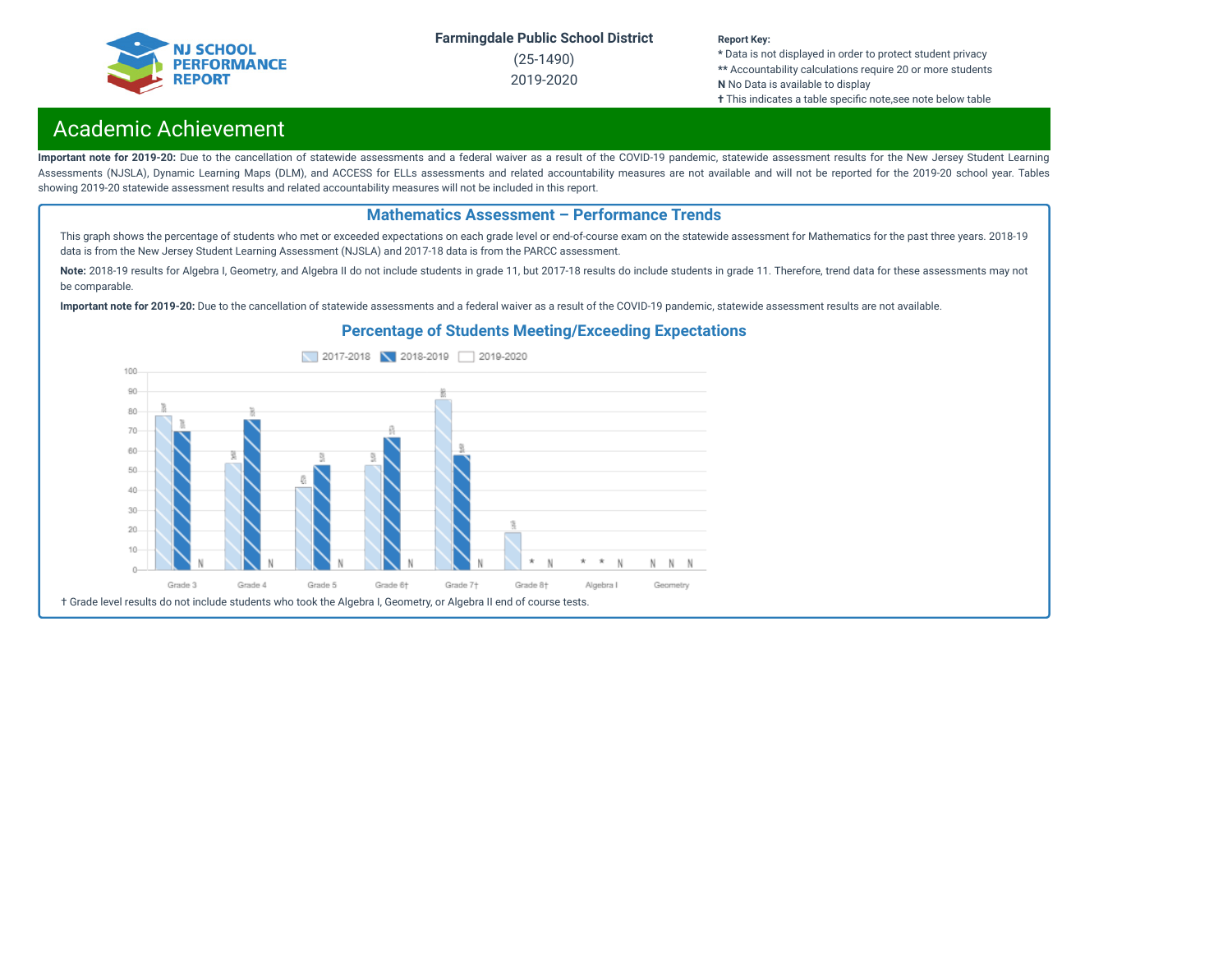Farmingdale Public School District

(25-1490)

2019-2020

**Report Key:**
* Data is not displayed in order to protect student privacy
** Accountability calculations require 20 or more students
**N** No Data is available to display
✝ This indicates a table specific note,see note below table

## Academic Achievement

**Important note for 2019-20:** Due to the cancellation of statewide assessments and a federal waiver as a result of the COVID-19 pandemic, statewide assessment results for the New Jersey Student Learning Assessments (NJSLA), Dynamic Learning Maps (DLM), and ACCESS for ELLs assessments and related accountability measures are not available and will not be reported for the 2019-20 school year. Tables showing 2019-20 statewide assessment results and related accountability measures will not be included in this report.

### Mathematics Assessment – Performance Trends

This graph shows the percentage of students who met or exceeded expectations on each grade level or end-of-course exam on the statewide assessment for Mathematics for the past three years. 2018-19 data is from the New Jersey Student Learning Assessment (NJSLA) and 2017-18 data is from the PARCC assessment.

**Note:** 2018-19 results for Algebra I, Geometry, and Algebra II do not include students in grade 11, but 2017-18 results do include students in grade 11. Therefore, trend data for these assessments may not be comparable.

**Important note for 2019-20:** Due to the cancellation of statewide assessments and a federal waiver as a result of the COVID-19 pandemic, statewide assessment results are not available.

#### Percentage of Students Meeting/Exceeding Expectations

| | 2017-2018 | 2018-2019 | 2019-2020 |
|---|---|---|---|
| Grade 3 | 78 | 70 | N |
| Grade 4 | 54 | 76 | N |
| Grade 5 | 42 | 53 | N |
| Grade 6† | 53 | 67 | N |
| Grade 7† | 86 | 58 | N |
| Grade 8† | 19 | * | N |
| Algebra I | * | * | N |
| Geometry | N | N | N |

† Grade level results do not include students who took the Algebra I, Geometry, or Algebra II end of course tests.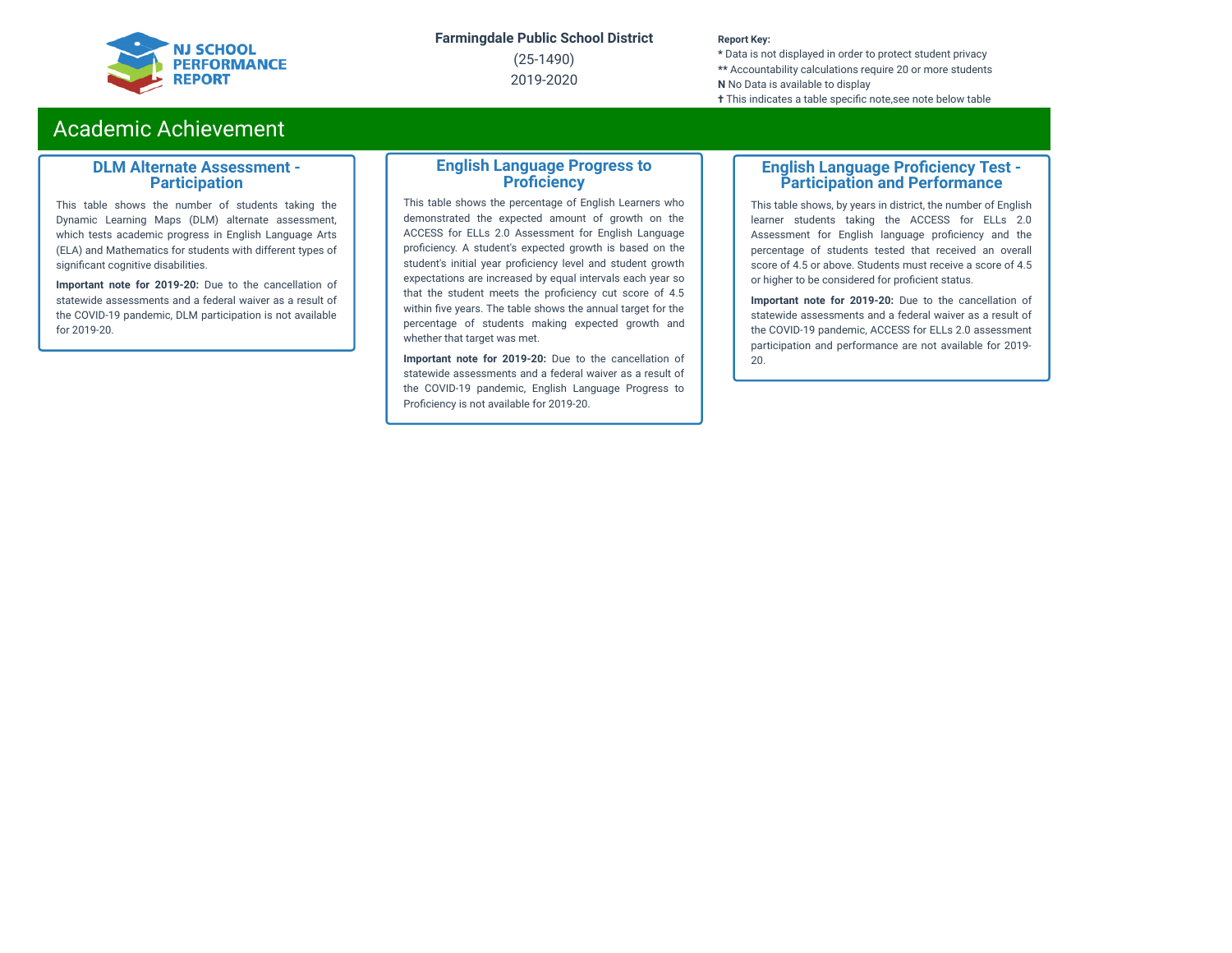Farmingdale Public School District

(25-1490)

2019-2020

**Report Key:**
* Data is not displayed in order to protect student privacy
** Accountability calculations require 20 or more students
**N** No Data is available to display
✝ This indicates a table specific note,see note below table

# Academic Achievement

## DLM Alternate Assessment - Participation

This table shows the number of students taking the Dynamic Learning Maps (DLM) alternate assessment, which tests academic progress in English Language Arts (ELA) and Mathematics for students with different types of significant cognitive disabilities.

**Important note for 2019-20:** Due to the cancellation of statewide assessments and a federal waiver as a result of the COVID-19 pandemic, DLM participation is not available for 2019-20.

## English Language Progress to Proficiency

This table shows the percentage of English Learners who demonstrated the expected amount of growth on the ACCESS for ELLs 2.0 Assessment for English Language proficiency. A student's expected growth is based on the student's initial year proficiency level and student growth expectations are increased by equal intervals each year so that the student meets the proficiency cut score of 4.5 within five years. The table shows the annual target for the percentage of students making expected growth and whether that target was met.

**Important note for 2019-20:** Due to the cancellation of statewide assessments and a federal waiver as a result of the COVID-19 pandemic, English Language Progress to Proficiency is not available for 2019-20.

## English Language Proficiency Test - Participation and Performance

This table shows, by years in district, the number of English learner students taking the ACCESS for ELLs 2.0 Assessment for English language proficiency and the percentage of students tested that received an overall score of 4.5 or above. Students must receive a score of 4.5 or higher to be considered for proficient status.

**Important note for 2019-20:** Due to the cancellation of statewide assessments and a federal waiver as a result of the COVID-19 pandemic, ACCESS for ELLs 2.0 assessment participation and performance are not available for 2019-20.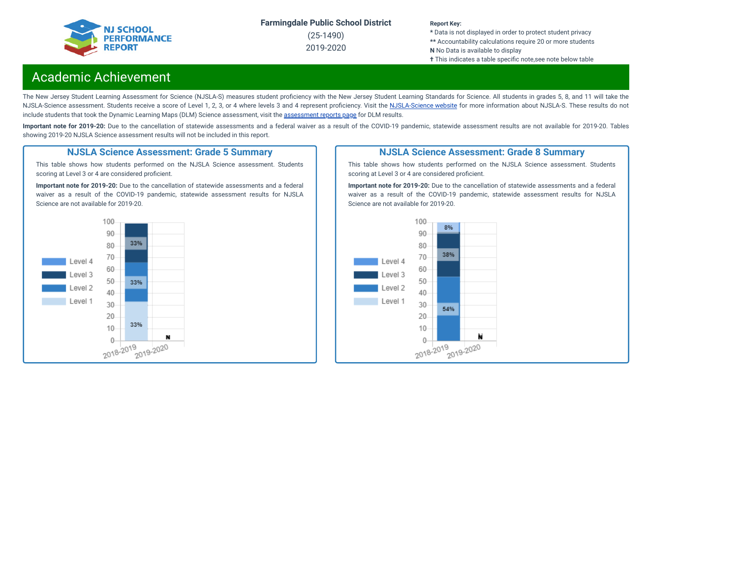Farmingdale Public School District
(25-1490)
2019-2020

**Report Key:**
* Data is not displayed in order to protect student privacy
** Accountability calculations require 20 or more students
**N** No Data is available to display
✝ This indicates a table specific note,see note below table

# Academic Achievement

The New Jersey Student Learning Assessment for Science (NJSLA-S) measures student proficiency with the New Jersey Student Learning Standards for Science. All students in grades 5, 8, and 11 will take the NJSLA-Science assessment. Students receive a score of Level 1, 2, 3, or 4 where levels 3 and 4 represent proficiency. Visit the NJSLA-Science website for more information about NJSLA-S. These results do not include students that took the Dynamic Learning Maps (DLM) Science assessment, visit the assessment reports page for DLM results.

**Important note for 2019-20:** Due to the cancellation of statewide assessments and a federal waiver as a result of the COVID-19 pandemic, statewide assessment results are not available for 2019-20. Tables showing 2019-20 NJSLA Science assessment results will not be included in this report.

## NJSLA Science Assessment: Grade 5 Summary

This table shows how students performed on the NJSLA Science assessment. Students scoring at Level 3 or 4 are considered proficient.

**Important note for 2019-20:** Due to the cancellation of statewide assessments and a federal waiver as a result of the COVID-19 pandemic, statewide assessment results for NJSLA Science are not available for 2019-20.

| Year | Level 1 | Level 2 | Level 3 | Level 4 |
|---|---|---|---|---|
| 2018-2019 | 33% | 33% | 33% | |
| 2019-2020 | N | N | N | N |

## NJSLA Science Assessment: Grade 8 Summary

This table shows how students performed on the NJSLA Science assessment. Students scoring at Level 3 or 4 are considered proficient.

**Important note for 2019-20:** Due to the cancellation of statewide assessments and a federal waiver as a result of the COVID-19 pandemic, statewide assessment results for NJSLA Science are not available for 2019-20.

| Year | Level 1 | Level 2 | Level 3 | Level 4 |
|---|---|---|---|---|
| 2018-2019 | | 54% | 38% | 8% |
| 2019-2020 | N | N | N | N |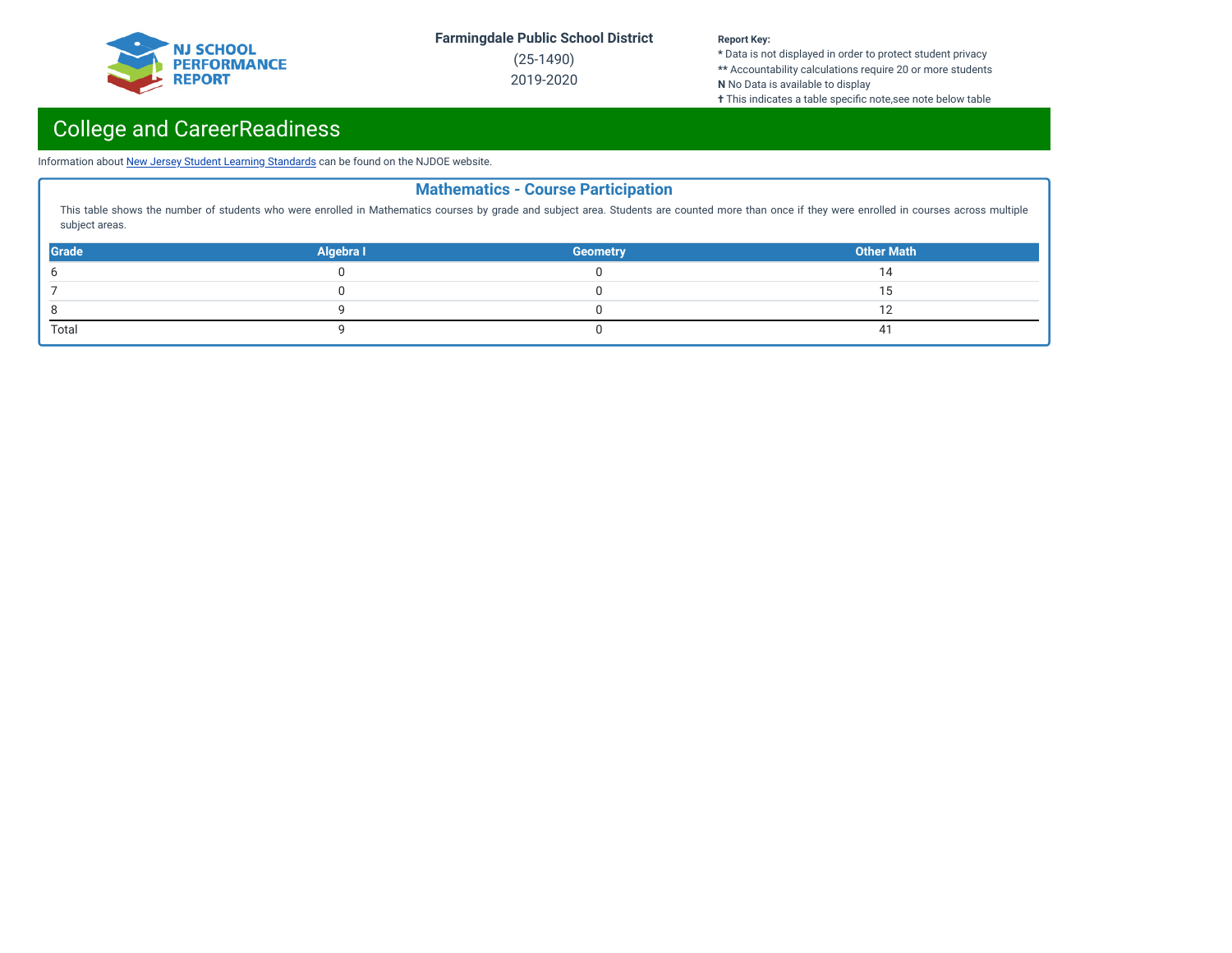Farmingdale Public School District

(25-1490)

2019-2020

**Report Key:**
* Data is not displayed in order to protect student privacy
** Accountability calculations require 20 or more students
**N** No Data is available to display
✝ This indicates a table specific note,see note below table

# College and CareerReadiness

Information about New Jersey Student Learning Standards can be found on the NJDOE website.

## Mathematics - Course Participation

This table shows the number of students who were enrolled in Mathematics courses by grade and subject area. Students are counted more than once if they were enrolled in courses across multiple subject areas.

| Grade | Algebra I | Geometry | Other Math |
|---|---|---|---|
| 6 | 0 | 0 | 14 |
| 7 | 0 | 0 | 15 |
| 8 | 9 | 0 | 12 |
| Total | 9 | 0 | 41 |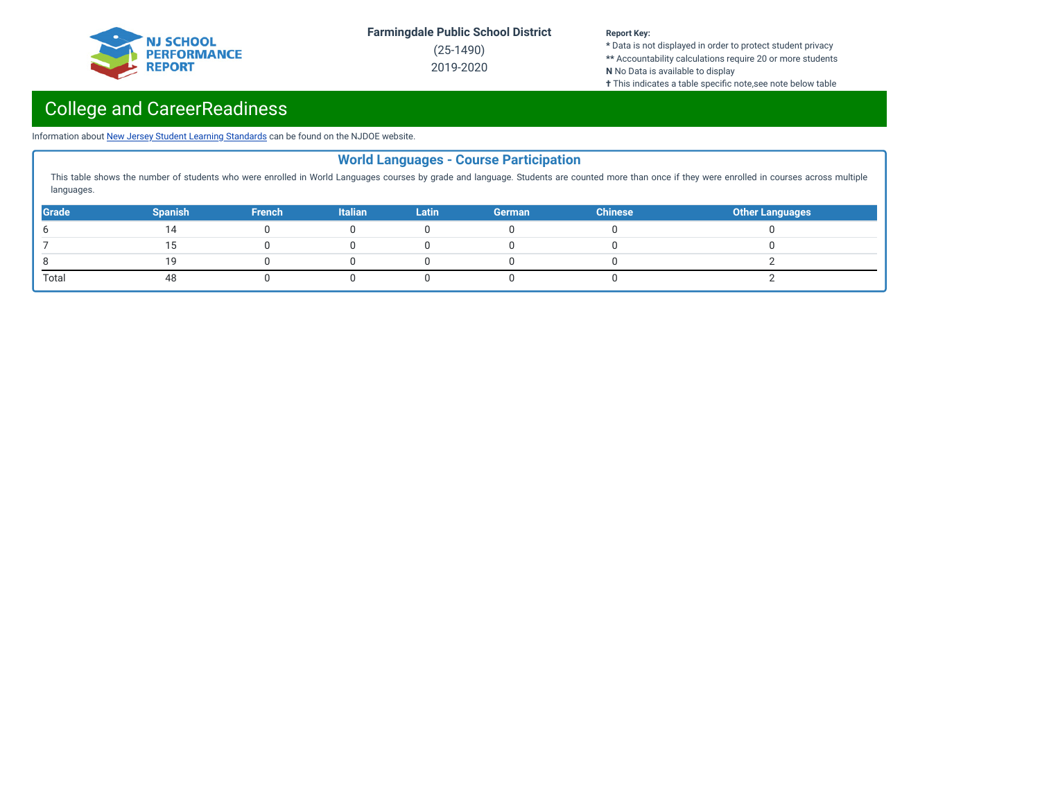Farmingdale Public School District

(25-1490)

2019-2020

**Report Key:**
* Data is not displayed in order to protect student privacy
** Accountability calculations require 20 or more students
**N** No Data is available to display
† This indicates a table specific note,see note below table

# College and CareerReadiness

Information about New Jersey Student Learning Standards can be found on the NJDOE website.

## World Languages - Course Participation

This table shows the number of students who were enrolled in World Languages courses by grade and language. Students are counted more than once if they were enrolled in courses across multiple languages.

| Grade | Spanish | French | Italian | Latin | German | Chinese | Other Languages |
|---|---|---|---|---|---|---|---|
| 6 | 14 | 0 | 0 | 0 | 0 | 0 | 0 |
| 7 | 15 | 0 | 0 | 0 | 0 | 0 | 0 |
| 8 | 19 | 0 | 0 | 0 | 0 | 0 | 2 |
| Total | 48 | 0 | 0 | 0 | 0 | 0 | 2 |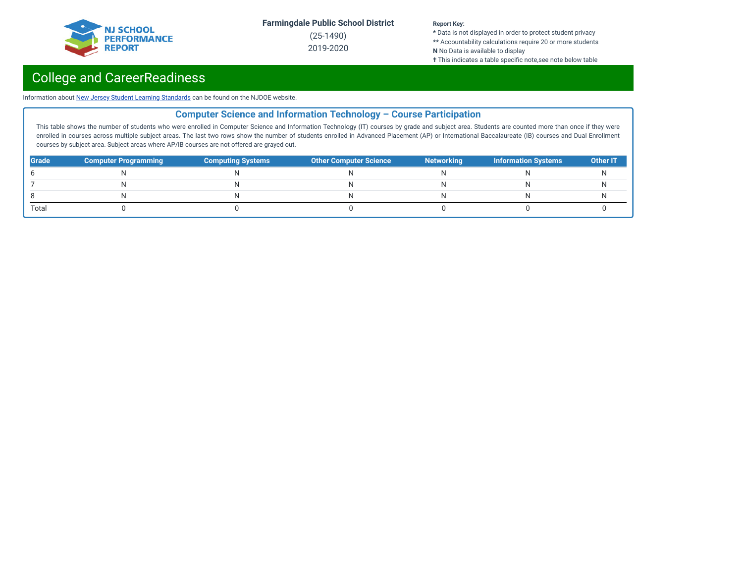## College and CareerReadiness

Information about New Jersey Student Learning Standards can be found on the NJDOE website.

### Computer Science and Information Technology – Course Participation

This table shows the number of students who were enrolled in Computer Science and Information Technology (IT) courses by grade and subject area. Students are counted more than once if they were enrolled in courses across multiple subject areas. The last two rows show the number of students enrolled in Advanced Placement (AP) or International Baccalaureate (IB) courses and Dual Enrollment courses by subject area. Subject areas where AP/IB courses are not offered are grayed out.

| Grade | Computer Programming | Computing Systems | Other Computer Science | Networking | Information Systems | Other IT |
|---|---|---|---|---|---|---|
| 6 | N | N | N | N | N | N |
| 7 | N | N | N | N | N | N |
| 8 | N | N | N | N | N | N |
| Total | 0 | 0 | 0 | 0 | 0 | 0 |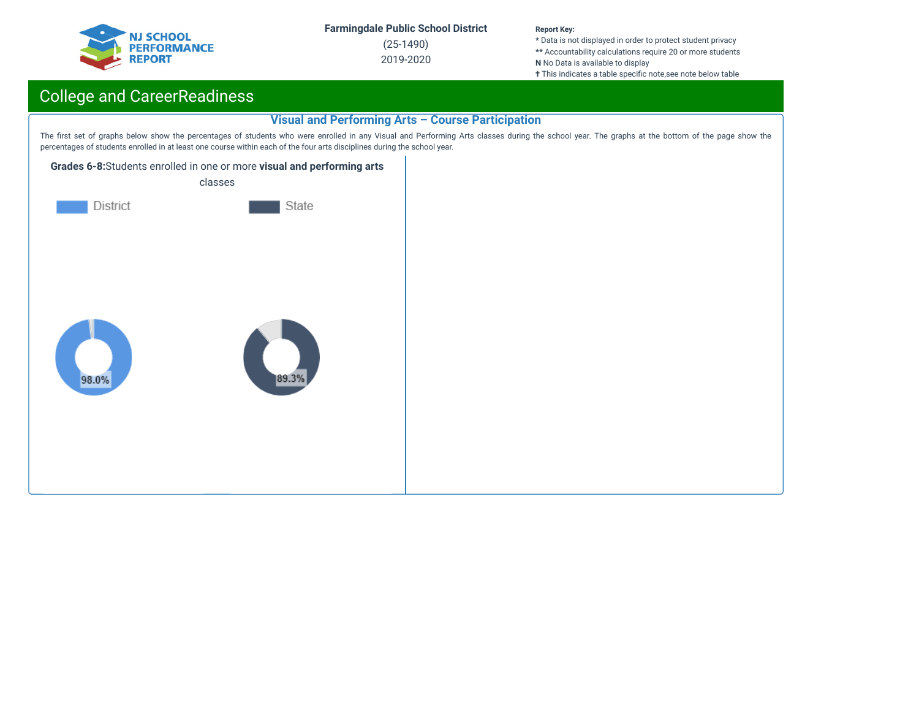Farmingdale Public School District

(25-1490)

2019-2020

**Report Key:**
* Data is not displayed in order to protect student privacy
** Accountability calculations require 20 or more students
**N** No Data is available to display
✝ This indicates a table specific note,see note below table

## College and CareerReadiness

### Visual and Performing Arts – Course Participation

The first set of graphs below show the percentages of students who were enrolled in any Visual and Performing Arts classes during the school year. The graphs at the bottom of the page show the percentages of students enrolled in at least one course within each of the four arts disciplines during the school year.

**Grades 6-8:**Students enrolled in one or more **visual and performing arts** classes

District

State

98.0%

89.3%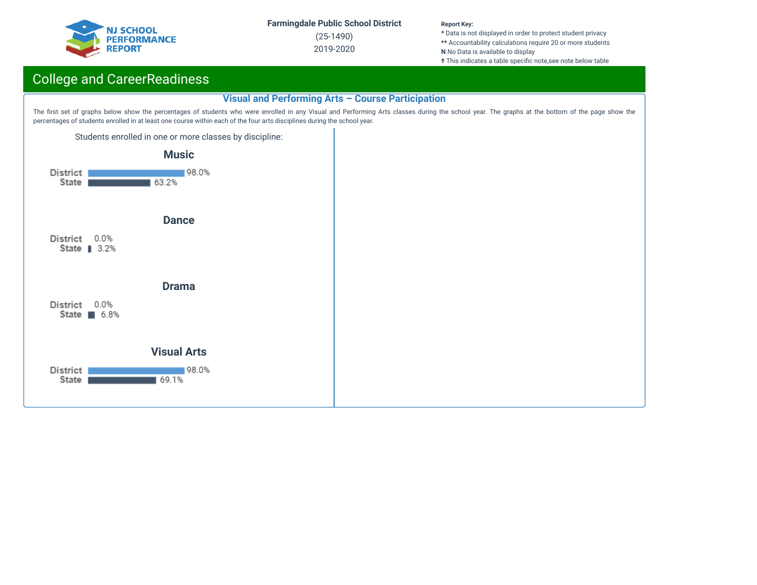Farmingdale Public School District
(25-1490)
2019-2020

**Report Key:**
* Data is not displayed in order to protect student privacy
** Accountability calculations require 20 or more students
**N** No Data is available to display
✝ This indicates a table specific note,see note below table

## College and CareerReadiness

### Visual and Performing Arts – Course Participation

The first set of graphs below show the percentages of students who were enrolled in any Visual and Performing Arts classes during the school year. The graphs at the bottom of the page show the percentages of students enrolled in at least one course within each of the four arts disciplines during the school year.

Students enrolled in one or more classes by discipline:

**Music**

| | Percent |
|---|---|
| District | 98.0% |
| State | 63.2% |

**Dance**

| | Percent |
|---|---|
| District | 0.0% |
| State | 3.2% |

**Drama**

| | Percent |
|---|---|
| District | 0.0% |
| State | 6.8% |

**Visual Arts**

| | Percent |
|---|---|
| District | 98.0% |
| State | 69.1% |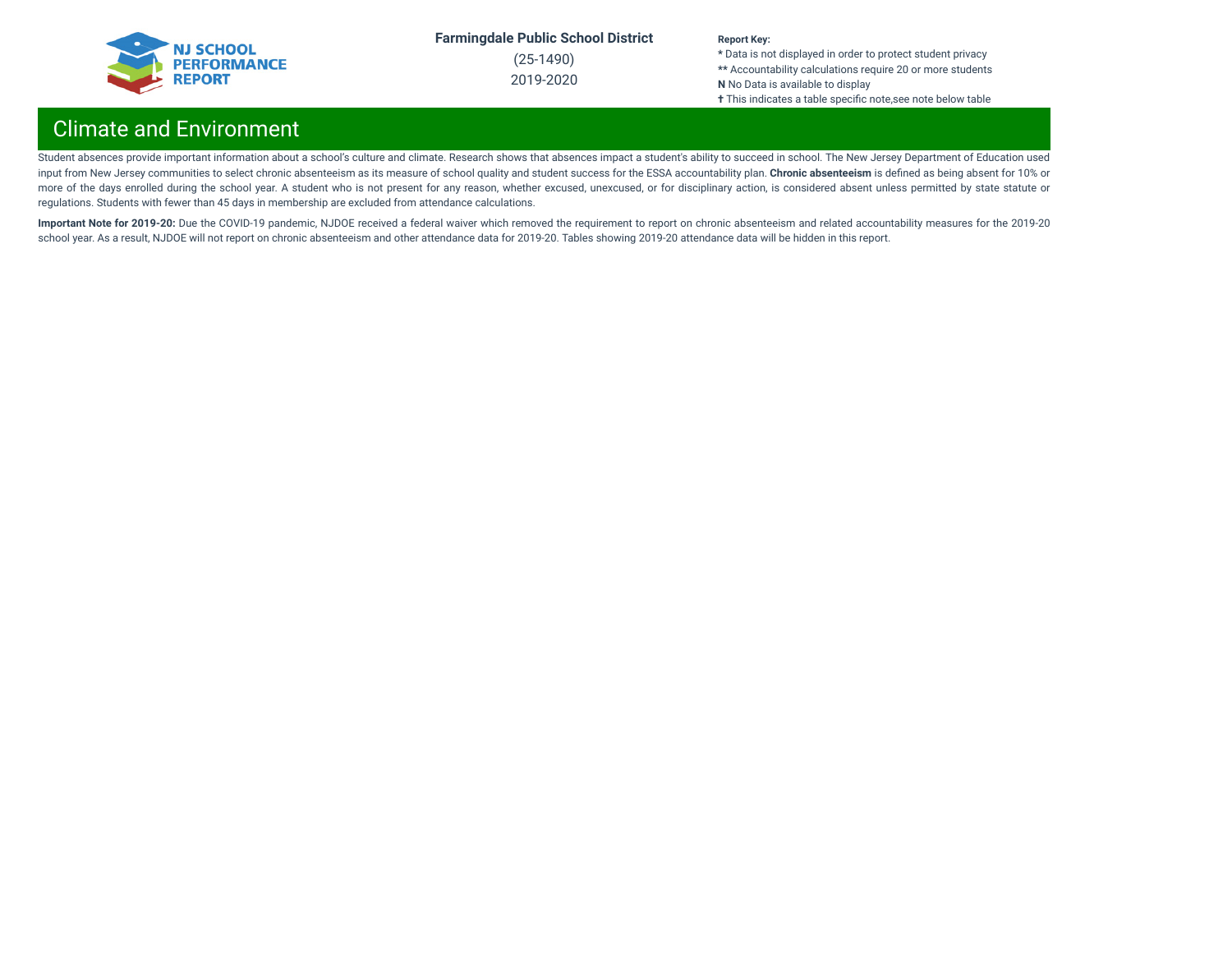## Climate and Environment

Student absences provide important information about a school's culture and climate. Research shows that absences impact a student's ability to succeed in school. The New Jersey Department of Education used input from New Jersey communities to select chronic absenteeism as its measure of school quality and student success for the ESSA accountability plan. **Chronic absenteeism** is defined as being absent for 10% or more of the days enrolled during the school year. A student who is not present for any reason, whether excused, unexcused, or for disciplinary action, is considered absent unless permitted by state statute or regulations. Students with fewer than 45 days in membership are excluded from attendance calculations.

**Important Note for 2019-20:** Due the COVID-19 pandemic, NJDOE received a federal waiver which removed the requirement to report on chronic absenteeism and related accountability measures for the 2019-20 school year. As a result, NJDOE will not report on chronic absenteeism and other attendance data for 2019-20. Tables showing 2019-20 attendance data will be hidden in this report.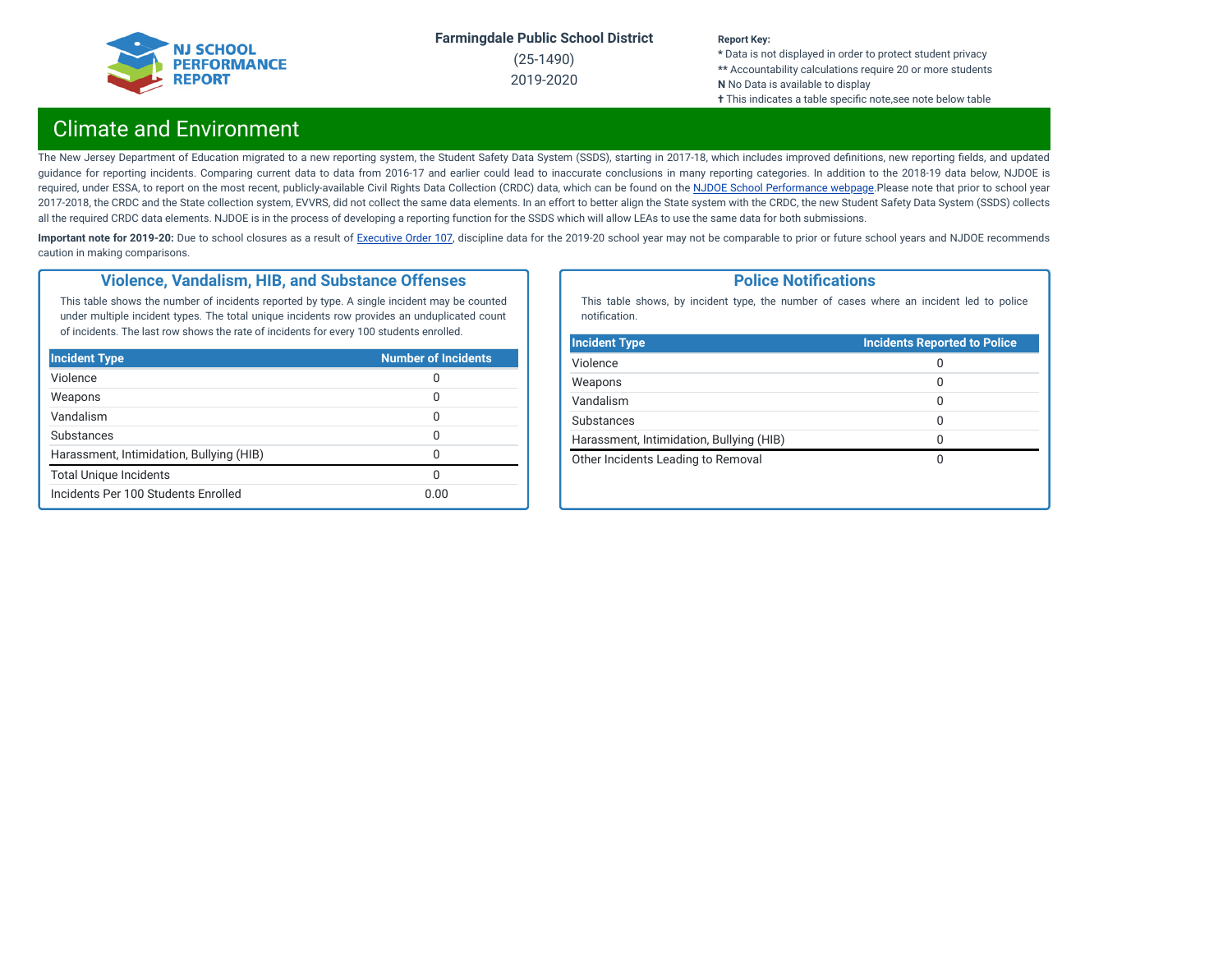Farmingdale Public School District

(25-1490)

2019-2020

**Report Key:**
* Data is not displayed in order to protect student privacy
** Accountability calculations require 20 or more students
**N** No Data is available to display
✝ This indicates a table specific note,see note below table

# Climate and Environment

The New Jersey Department of Education migrated to a new reporting system, the Student Safety Data System (SSDS), starting in 2017-18, which includes improved definitions, new reporting fields, and updated guidance for reporting incidents. Comparing current data to data from 2016-17 and earlier could lead to inaccurate conclusions in many reporting categories. In addition to the 2018-19 data below, NJDOE is required, under ESSA, to report on the most recent, publicly-available Civil Rights Data Collection (CRDC) data, which can be found on the NJDOE School Performance webpage.Please note that prior to school year 2017-2018, the CRDC and the State collection system, EVVRS, did not collect the same data elements. In an effort to better align the State system with the CRDC, the new Student Safety Data System (SSDS) collects all the required CRDC data elements. NJDOE is in the process of developing a reporting function for the SSDS which will allow LEAs to use the same data for both submissions.

**Important note for 2019-20:** Due to school closures as a result of Executive Order 107, discipline data for the 2019-20 school year may not be comparable to prior or future school years and NJDOE recommends caution in making comparisons.

## Violence, Vandalism, HIB, and Substance Offenses

This table shows the number of incidents reported by type. A single incident may be counted under multiple incident types. The total unique incidents row provides an unduplicated count of incidents. The last row shows the rate of incidents for every 100 students enrolled.

| Incident Type | Number of Incidents |
|---|---|
| Violence | 0 |
| Weapons | 0 |
| Vandalism | 0 |
| Substances | 0 |
| Harassment, Intimidation, Bullying (HIB) | 0 |
| Total Unique Incidents | 0 |
| Incidents Per 100 Students Enrolled | 0.00 |

## Police Notifications

This table shows, by incident type, the number of cases where an incident led to police notification.

| Incident Type | Incidents Reported to Police |
|---|---|
| Violence | 0 |
| Weapons | 0 |
| Vandalism | 0 |
| Substances | 0 |
| Harassment, Intimidation, Bullying (HIB) | 0 |
| Other Incidents Leading to Removal | 0 |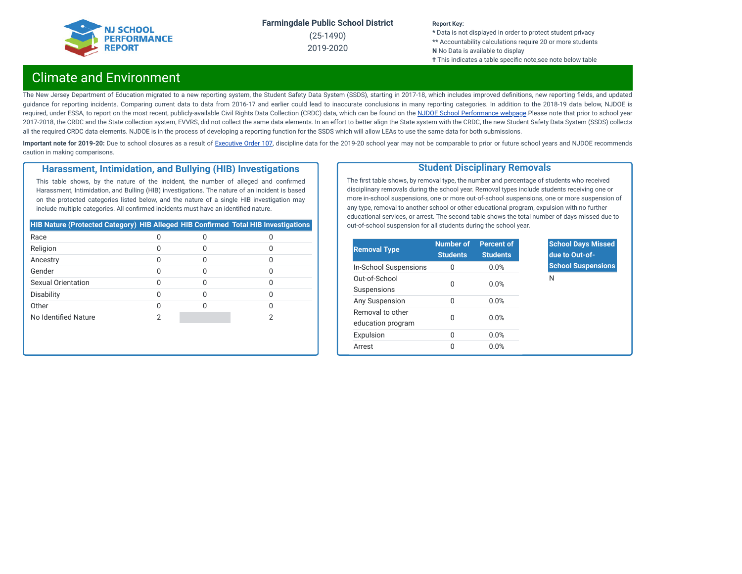**NJ SCHOOL PERFORMANCE REPORT**

**Farmingdale Public School District**
(25-1490)
2019-2020

**Report Key:**
* Data is not displayed in order to protect student privacy
** Accountability calculations require 20 or more students
**N** No Data is available to display
✝ This indicates a table specific note,see note below table

# Climate and Environment

The New Jersey Department of Education migrated to a new reporting system, the Student Safety Data System (SSDS), starting in 2017-18, which includes improved definitions, new reporting fields, and updated guidance for reporting incidents. Comparing current data to data from 2016-17 and earlier could lead to inaccurate conclusions in many reporting categories. In addition to the 2018-19 data below, NJDOE is required, under ESSA, to report on the most recent, publicly-available Civil Rights Data Collection (CRDC) data, which can be found on the NJDOE School Performance webpage.Please note that prior to school year 2017-2018, the CRDC and the State collection system, EVVRS, did not collect the same data elements. In an effort to better align the State system with the CRDC, the new Student Safety Data System (SSDS) collects all the required CRDC data elements. NJDOE is in the process of developing a reporting function for the SSDS which will allow LEAs to use the same data for both submissions.

**Important note for 2019-20:** Due to school closures as a result of Executive Order 107, discipline data for the 2019-20 school year may not be comparable to prior or future school years and NJDOE recommends caution in making comparisons.

## Harassment, Intimidation, and Bullying (HIB) Investigations

This table shows, by the nature of the incident, the number of alleged and confirmed Harassment, Intimidation, and Bulling (HIB) investigations. The nature of an incident is based on the protected categories listed below, and the nature of a single HIB investigation may include multiple categories. All confirmed incidents must have an identified nature.

| HIB Nature (Protected Category) | HIB Alleged | HIB Confirmed | Total HIB Investigations |
|---|---|---|---|
| Race | 0 | 0 | 0 |
| Religion | 0 | 0 | 0 |
| Ancestry | 0 | 0 | 0 |
| Gender | 0 | 0 | 0 |
| Sexual Orientation | 0 | 0 | 0 |
| Disability | 0 | 0 | 0 |
| Other | 0 | 0 | 0 |
| No Identified Nature | 2 | | 2 |

## Student Disciplinary Removals

The first table shows, by removal type, the number and percentage of students who received disciplinary removals during the school year. Removal types include students receiving one or more in-school suspensions, one or more out-of-school suspensions, one or more suspension of any type, removal to another school or other educational program, expulsion with no further educational services, or arrest. The second table shows the total number of days missed due to out-of-school suspension for all students during the school year.

| Removal Type | Number of Students | Percent of Students |
|---|---|---|
| In-School Suspensions | 0 | 0.0% |
| Out-of-School Suspensions | 0 | 0.0% |
| Any Suspension | 0 | 0.0% |
| Removal to other education program | 0 | 0.0% |
| Expulsion | 0 | 0.0% |
| Arrest | 0 | 0.0% |

| School Days Missed due to Out-of-School Suspensions |
|---|
| N |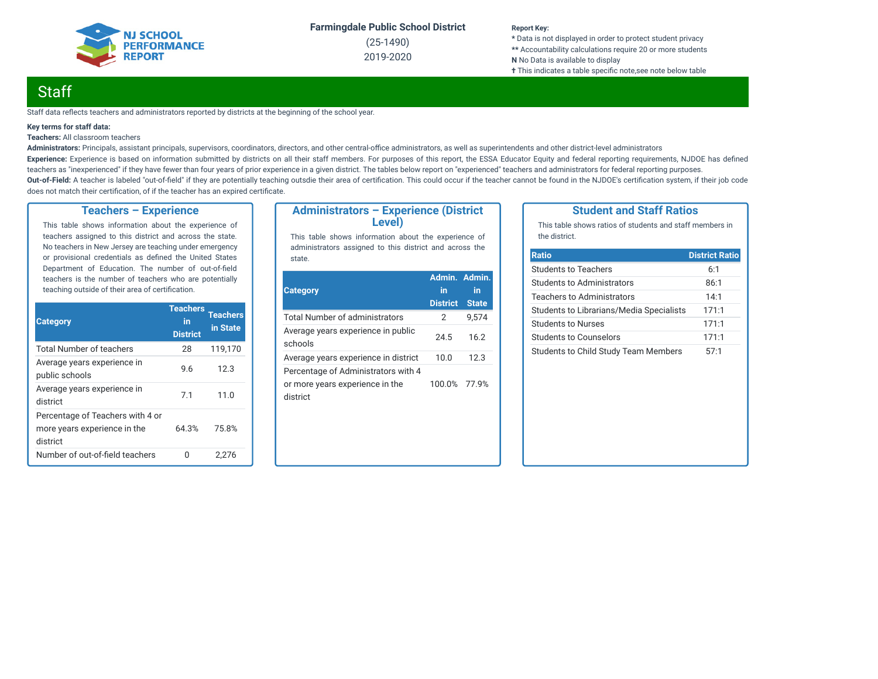Farmingdale Public School District

(25-1490)

2019-2020

**Report Key:**
* Data is not displayed in order to protect student privacy
** Accountability calculations require 20 or more students
**N** No Data is available to display
✝ This indicates a table specific note,see note below table

# Staff

Staff data reflects teachers and administrators reported by districts at the beginning of the school year.

**Key terms for staff data:**
**Teachers:** All classroom teachers
**Administrators:** Principals, assistant principals, supervisors, coordinators, directors, and other central-office administrators, as well as superintendents and other district-level administrators
**Experience:** Experience is based on information submitted by districts on all their staff members. For purposes of this report, the ESSA Educator Equity and federal reporting requirements, NJDOE has defined teachers as "inexperienced" if they have fewer than four years of prior experience in a given district. The tables below report on "experienced" teachers and administrators for federal reporting purposes.
**Out-of-Field:** A teacher is labeled "out-of-field" if they are potentially teaching outsdie their area of certification. This could occur if the teacher cannot be found in the NJDOE's certification system, if their job code does not match their certification, of if the teacher has an expired certificate.

## Teachers – Experience

This table shows information about the experience of teachers assigned to this district and across the state. No teachers in New Jersey are teaching under emergency or provisional credentials as defined the United States Department of Education. The number of out-of-field teachers is the number of teachers who are potentially teaching outside of their area of certification.

| Category | Teachers in District | Teachers in State |
|---|---|---|
| Total Number of teachers | 28 | 119,170 |
| Average years experience in public schools | 9.6 | 12.3 |
| Average years experience in district | 7.1 | 11.0 |
| Percentage of Teachers with 4 or more years experience in the district | 64.3% | 75.8% |
| Number of out-of-field teachers | 0 | 2,276 |

## Administrators – Experience (District Level)

This table shows information about the experience of administrators assigned to this district and across the state.

| Category | Admin. in District | Admin. in State |
|---|---|---|
| Total Number of administrators | 2 | 9,574 |
| Average years experience in public schools | 24.5 | 16.2 |
| Average years experience in district | 10.0 | 12.3 |
| Percentage of Administrators with 4 or more years experience in the district | 100.0% | 77.9% |

## Student and Staff Ratios

This table shows ratios of students and staff members in the district.

| Ratio | District Ratio |
|---|---|
| Students to Teachers | 6:1 |
| Students to Administrators | 86:1 |
| Teachers to Administrators | 14:1 |
| Students to Librarians/Media Specialists | 171:1 |
| Students to Nurses | 171:1 |
| Students to Counselors | 171:1 |
| Students to Child Study Team Members | 57:1 |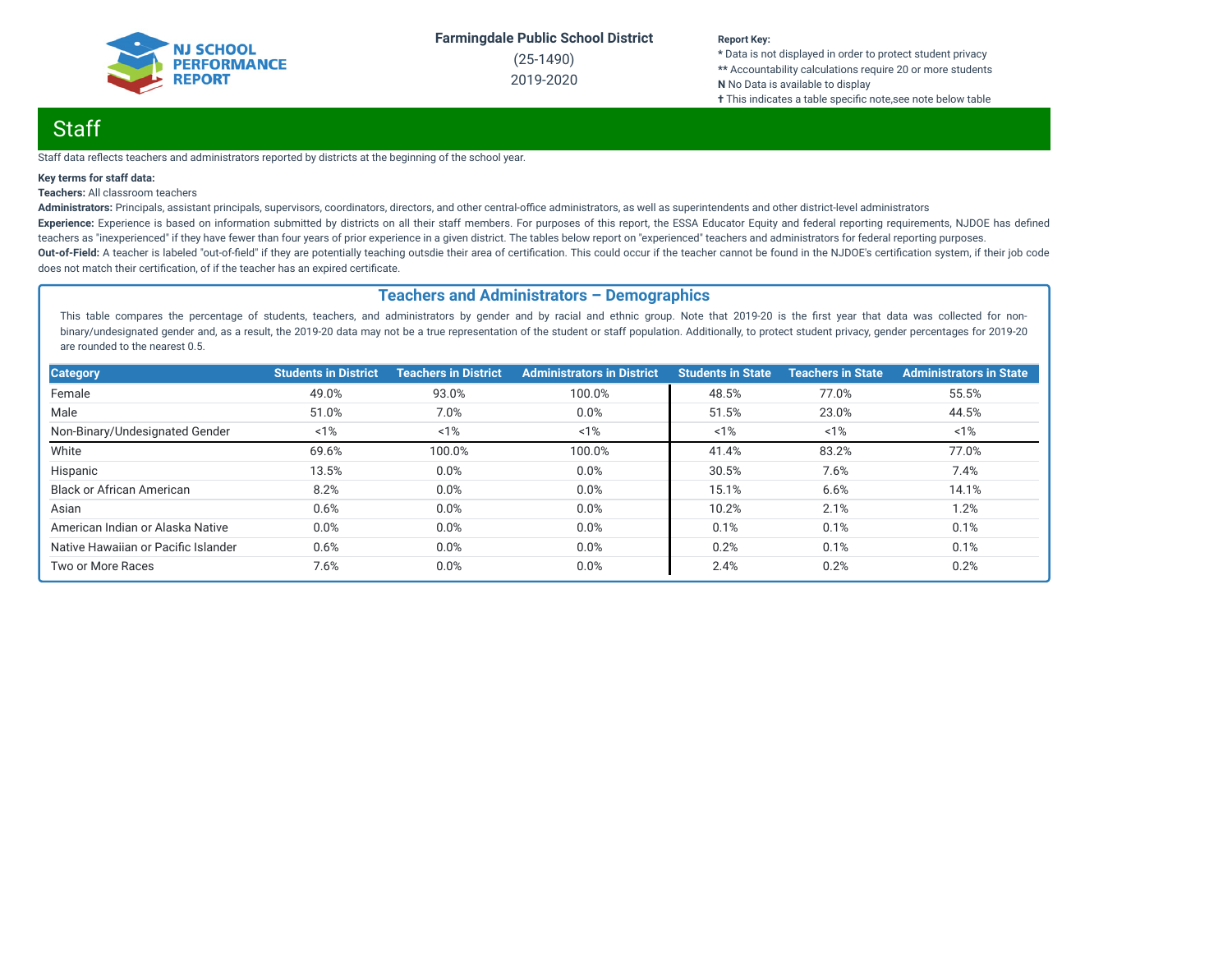## Staff

Staff data reflects teachers and administrators reported by districts at the beginning of the school year.

**Key terms for staff data:**

**Teachers:** All classroom teachers

**Administrators:** Principals, assistant principals, supervisors, coordinators, directors, and other central-office administrators, as well as superintendents and other district-level administrators

**Experience:** Experience is based on information submitted by districts on all their staff members. For purposes of this report, the ESSA Educator Equity and federal reporting requirements, NJDOE has defined teachers as "inexperienced" if they have fewer than four years of prior experience in a given district. The tables below report on "experienced" teachers and administrators for federal reporting purposes.

**Out-of-Field:** A teacher is labeled "out-of-field" if they are potentially teaching outsdie their area of certification. This could occur if the teacher cannot be found in the NJDOE's certification system, if their job code does not match their certification, of if the teacher has an expired certificate.

### Teachers and Administrators – Demographics

This table compares the percentage of students, teachers, and administrators by gender and by racial and ethnic group. Note that 2019-20 is the first year that data was collected for non-binary/undesignated gender and, as a result, the 2019-20 data may not be a true representation of the student or staff population. Additionally, to protect student privacy, gender percentages for 2019-20 are rounded to the nearest 0.5.

| Category | Students in District | Teachers in District | Administrators in District | Students in State | Teachers in State | Administrators in State |
|---|---|---|---|---|---|---|
| Female | 49.0% | 93.0% | 100.0% | 48.5% | 77.0% | 55.5% |
| Male | 51.0% | 7.0% | 0.0% | 51.5% | 23.0% | 44.5% |
| Non-Binary/Undesignated Gender | <1% | <1% | <1% | <1% | <1% | <1% |
| White | 69.6% | 100.0% | 100.0% | 41.4% | 83.2% | 77.0% |
| Hispanic | 13.5% | 0.0% | 0.0% | 30.5% | 7.6% | 7.4% |
| Black or African American | 8.2% | 0.0% | 0.0% | 15.1% | 6.6% | 14.1% |
| Asian | 0.6% | 0.0% | 0.0% | 10.2% | 2.1% | 1.2% |
| American Indian or Alaska Native | 0.0% | 0.0% | 0.0% | 0.1% | 0.1% | 0.1% |
| Native Hawaiian or Pacific Islander | 0.6% | 0.0% | 0.0% | 0.2% | 0.1% | 0.1% |
| Two or More Races | 7.6% | 0.0% | 0.0% | 2.4% | 0.2% | 0.2% |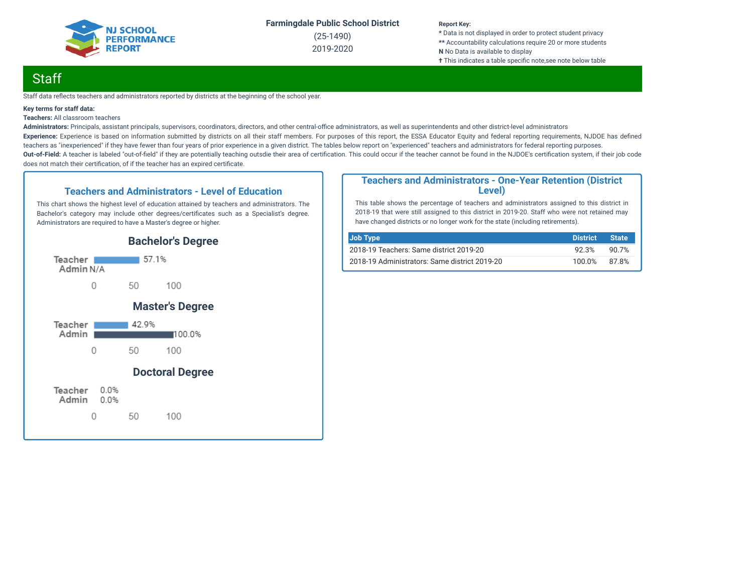Farmingdale Public School District

(25-1490)

2019-2020

**Report Key:**
\* Data is not displayed in order to protect student privacy
\*\* Accountability calculations require 20 or more students
**N** No Data is available to display
† This indicates a table specific note,see note below table

# Staff

Staff data reflects teachers and administrators reported by districts at the beginning of the school year.

**Key terms for staff data:**

**Teachers:** All classroom teachers

**Administrators:** Principals, assistant principals, supervisors, coordinators, directors, and other central-office administrators, as well as superintendents and other district-level administrators

**Experience:** Experience is based on information submitted by districts on all their staff members. For purposes of this report, the ESSA Educator Equity and federal reporting requirements, NJDOE has defined teachers as "inexperienced" if they have fewer than four years of prior experience in a given district. The tables below report on "experienced" teachers and administrators for federal reporting purposes.

**Out-of-Field:** A teacher is labeled "out-of-field" if they are potentially teaching outsdie their area of certification. This could occur if the teacher cannot be found in the NJDOE's certification system, if their job code does not match their certification, of if the teacher has an expired certificate.

## Teachers and Administrators - Level of Education

This chart shows the highest level of education attained by teachers and administrators. The Bachelor's category may include other degrees/certificates such as a Specialist's degree. Administrators are required to have a Master's degree or higher.

### Bachelor's Degree

| | |
|---|---|
| Teacher | 57.1% |
| Admin | N/A |

### Master's Degree

| | |
|---|---|
| Teacher | 42.9% |
| Admin | 100.0% |

### Doctoral Degree

| | |
|---|---|
| Teacher | 0.0% |
| Admin | 0.0% |

## Teachers and Administrators - One-Year Retention (District Level)

This table shows the percentage of teachers and administrators assigned to this district in 2018-19 that were still assigned to this district in 2019-20. Staff who were not retained may have changed districts or no longer work for the state (including retirements).

| Job Type | District | State |
|---|---|---|
| 2018-19 Teachers: Same district 2019-20 | 92.3% | 90.7% |
| 2018-19 Administrators: Same district 2019-20 | 100.0% | 87.8% |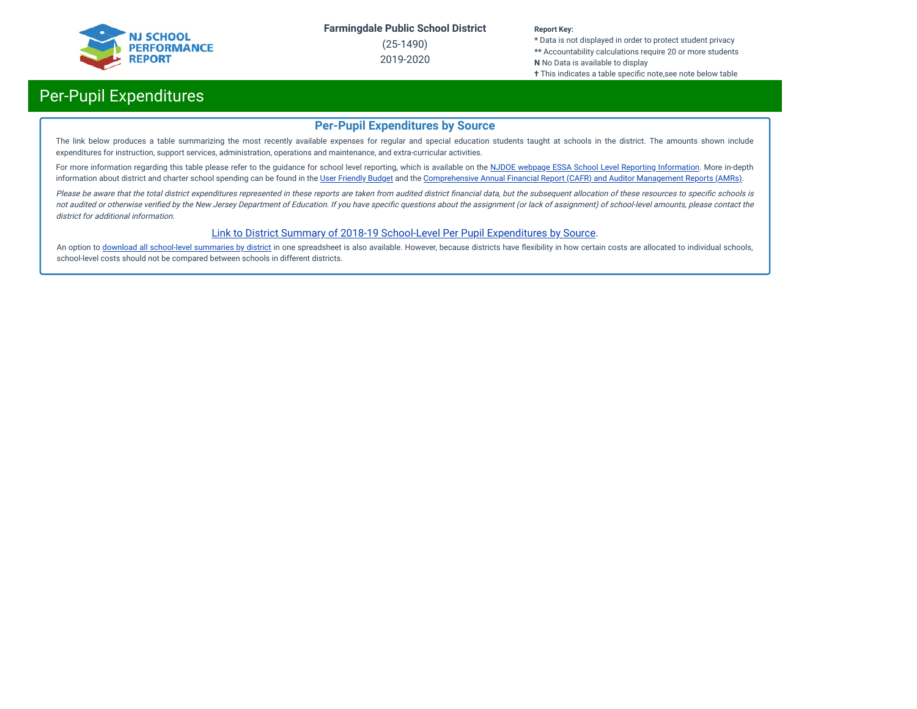# Per-Pupil Expenditures

## Per-Pupil Expenditures by Source

The link below produces a table summarizing the most recently available expenses for regular and special education students taught at schools in the district. The amounts shown include expenditures for instruction, support services, administration, operations and maintenance, and extra-curricular activities.

For more information regarding this table please refer to the guidance for school level reporting, which is available on the NJDOE webpage ESSA School Level Reporting Information. More in-depth information about district and charter school spending can be found in the User Friendly Budget and the Comprehensive Annual Financial Report (CAFR) and Auditor Management Reports (AMRs).

*Please be aware that the total district expenditures represented in these reports are taken from audited district financial data, but the subsequent allocation of these resources to specific schools is not audited or otherwise verified by the New Jersey Department of Education. If you have specific questions about the assignment (or lack of assignment) of school-level amounts, please contact the district for additional information.*

Link to District Summary of 2018-19 School-Level Per Pupil Expenditures by Source.

An option to download all school-level summaries by district in one spreadsheet is also available. However, because districts have flexibility in how certain costs are allocated to individual schools, school-level costs should not be compared between schools in different districts.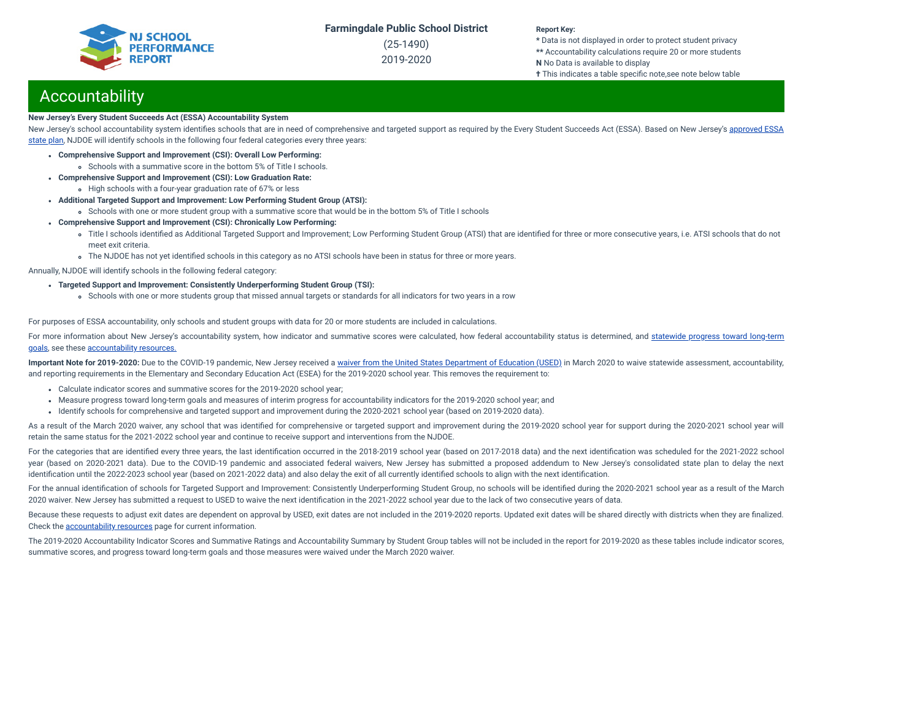# Accountability

**New Jersey's Every Student Succeeds Act (ESSA) Accountability System**

New Jersey's school accountability system identifies schools that are in need of comprehensive and targeted support as required by the Every Student Succeeds Act (ESSA). Based on New Jersey's approved ESSA state plan, NJDOE will identify schools in the following four federal categories every three years:

- **Comprehensive Support and Improvement (CSI): Overall Low Performing:**
  - Schools with a summative score in the bottom 5% of Title I schools.
- **Comprehensive Support and Improvement (CSI): Low Graduation Rate:**
  - High schools with a four-year graduation rate of 67% or less
- **Additional Targeted Support and Improvement: Low Performing Student Group (ATSI):**
  - Schools with one or more student group with a summative score that would be in the bottom 5% of Title I schools
- **Comprehensive Support and Improvement (CSI): Chronically Low Performing:**
  - Title I schools identified as Additional Targeted Support and Improvement; Low Performing Student Group (ATSI) that are identified for three or more consecutive years, i.e. ATSI schools that do not meet exit criteria.
  - The NJDOE has not yet identified schools in this category as no ATSI schools have been in status for three or more years.

Annually, NJDOE will identify schools in the following federal category:

- **Targeted Support and Improvement: Consistently Underperforming Student Group (TSI):**
  - Schools with one or more students group that missed annual targets or standards for all indicators for two years in a row

For purposes of ESSA accountability, only schools and student groups with data for 20 or more students are included in calculations.

For more information about New Jersey's accountability system, how indicator and summative scores were calculated, how federal accountability status is determined, and statewide progress toward long-term goals, see these accountability resources.

**Important Note for 2019-2020:** Due to the COVID-19 pandemic, New Jersey received a waiver from the United States Department of Education (USED) in March 2020 to waive statewide assessment, accountability, and reporting requirements in the Elementary and Secondary Education Act (ESEA) for the 2019-2020 school year. This removes the requirement to:

- Calculate indicator scores and summative scores for the 2019-2020 school year;
- Measure progress toward long-term goals and measures of interim progress for accountability indicators for the 2019-2020 school year; and
- Identify schools for comprehensive and targeted support and improvement during the 2020-2021 school year (based on 2019-2020 data).

As a result of the March 2020 waiver, any school that was identified for comprehensive or targeted support and improvement during the 2019-2020 school year for support during the 2020-2021 school year will retain the same status for the 2021-2022 school year and continue to receive support and interventions from the NJDOE.

For the categories that are identified every three years, the last identification occurred in the 2018-2019 school year (based on 2017-2018 data) and the next identification was scheduled for the 2021-2022 school year (based on 2020-2021 data). Due to the COVID-19 pandemic and associated federal waivers, New Jersey has submitted a proposed addendum to New Jersey's consolidated state plan to delay the next identification until the 2022-2023 school year (based on 2021-2022 data) and also delay the exit of all currently identified schools to align with the next identification.

For the annual identification of schools for Targeted Support and Improvement: Consistently Underperforming Student Group, no schools will be identified during the 2020-2021 school year as a result of the March 2020 waiver. New Jersey has submitted a request to USED to waive the next identification in the 2021-2022 school year due to the lack of two consecutive years of data.

Because these requests to adjust exit dates are dependent on approval by USED, exit dates are not included in the 2019-2020 reports. Updated exit dates will be shared directly with districts when they are finalized. Check the accountability resources page for current information.

The 2019-2020 Accountability Indicator Scores and Summative Ratings and Accountability Summary by Student Group tables will not be included in the report for 2019-2020 as these tables include indicator scores, summative scores, and progress toward long-term goals and those measures were waived under the March 2020 waiver.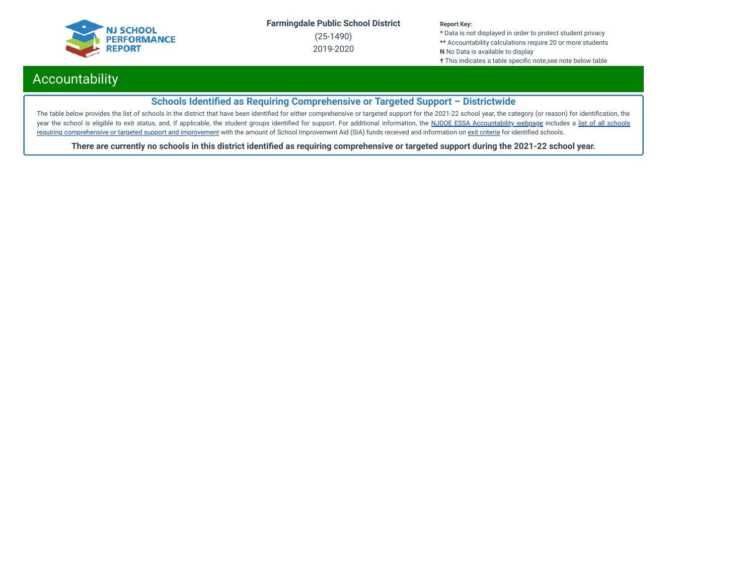## Accountability

### Schools Identified as Requiring Comprehensive or Targeted Support – Districtwide

The table below provides the list of schools in the district that have been identified for either comprehensive or targeted support for the 2021-22 school year, the category (or reason) for identification, the year the school is eligible to exit status, and, if applicable, the student groups identified for support. For additional information, the NJDOE ESSA Accountability webpage includes a list of all schools requiring comprehensive or targeted support and improvement with the amount of School Improvement Aid (SIA) funds received and information on exit criteria for identified schools.

**There are currently no schools in this district identified as requiring comprehensive or targeted support during the 2021-22 school year.**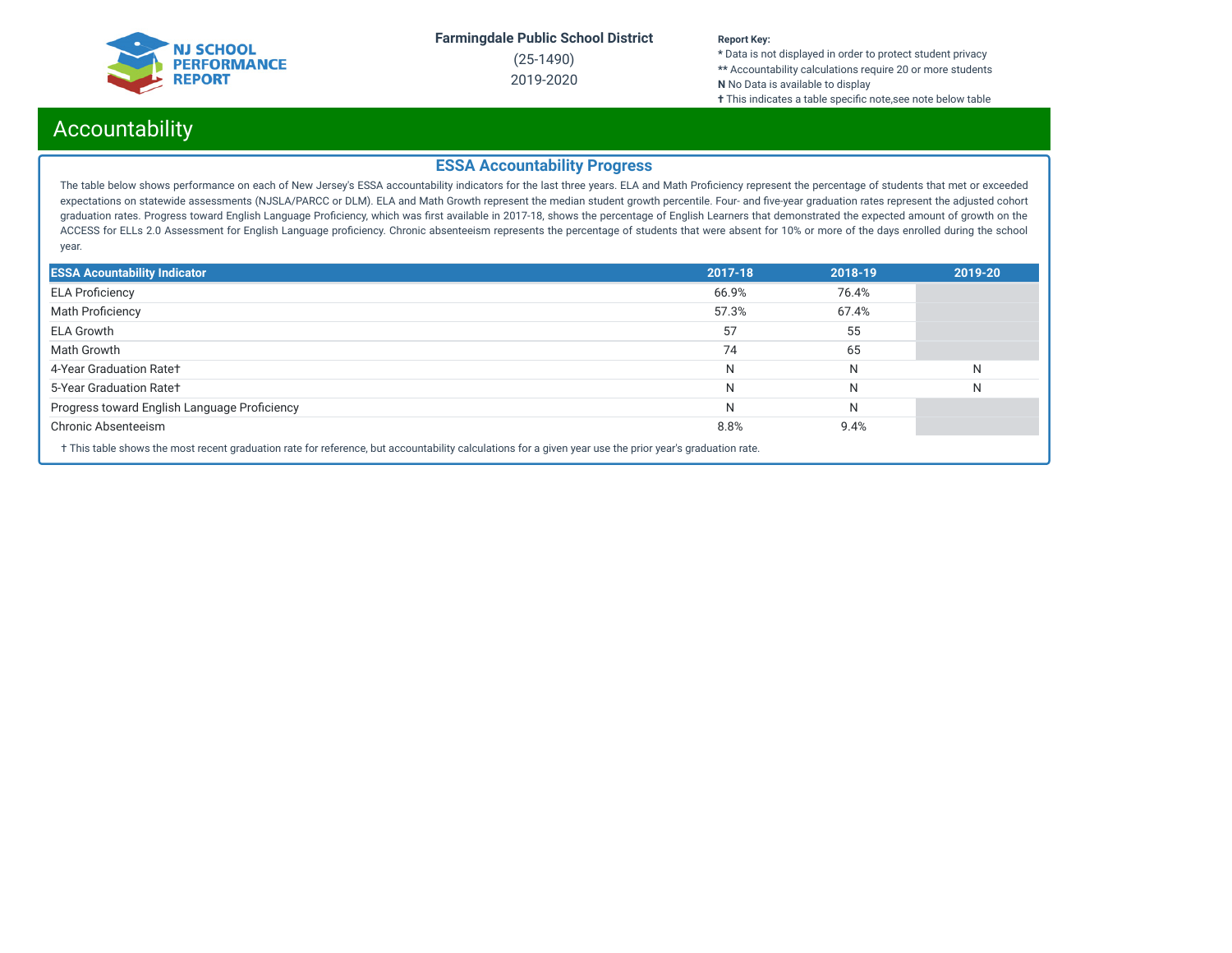Farmingdale Public School District

(25-1490)

2019-2020

**Report Key:**
* Data is not displayed in order to protect student privacy
** Accountability calculations require 20 or more students
**N** No Data is available to display
† This indicates a table specific note,see note below table

# Accountability

## ESSA Accountability Progress

The table below shows performance on each of New Jersey's ESSA accountability indicators for the last three years. ELA and Math Proficiency represent the percentage of students that met or exceeded expectations on statewide assessments (NJSLA/PARCC or DLM). ELA and Math Growth represent the median student growth percentile. Four- and five-year graduation rates represent the adjusted cohort graduation rates. Progress toward English Language Proficiency, which was first available in 2017-18, shows the percentage of English Learners that demonstrated the expected amount of growth on the ACCESS for ELLs 2.0 Assessment for English Language proficiency. Chronic absenteeism represents the percentage of students that were absent for 10% or more of the days enrolled during the school year.

| ESSA Acountability Indicator | 2017-18 | 2018-19 | 2019-20 |
|---|---|---|---|
| ELA Proficiency | 66.9% | 76.4% | |
| Math Proficiency | 57.3% | 67.4% | |
| ELA Growth | 57 | 55 | |
| Math Growth | 74 | 65 | |
| 4-Year Graduation Rate† | N | N | N |
| 5-Year Graduation Rate† | N | N | N |
| Progress toward English Language Proficiency | N | N | |
| Chronic Absenteeism | 8.8% | 9.4% | |

† This table shows the most recent graduation rate for reference, but accountability calculations for a given year use the prior year's graduation rate.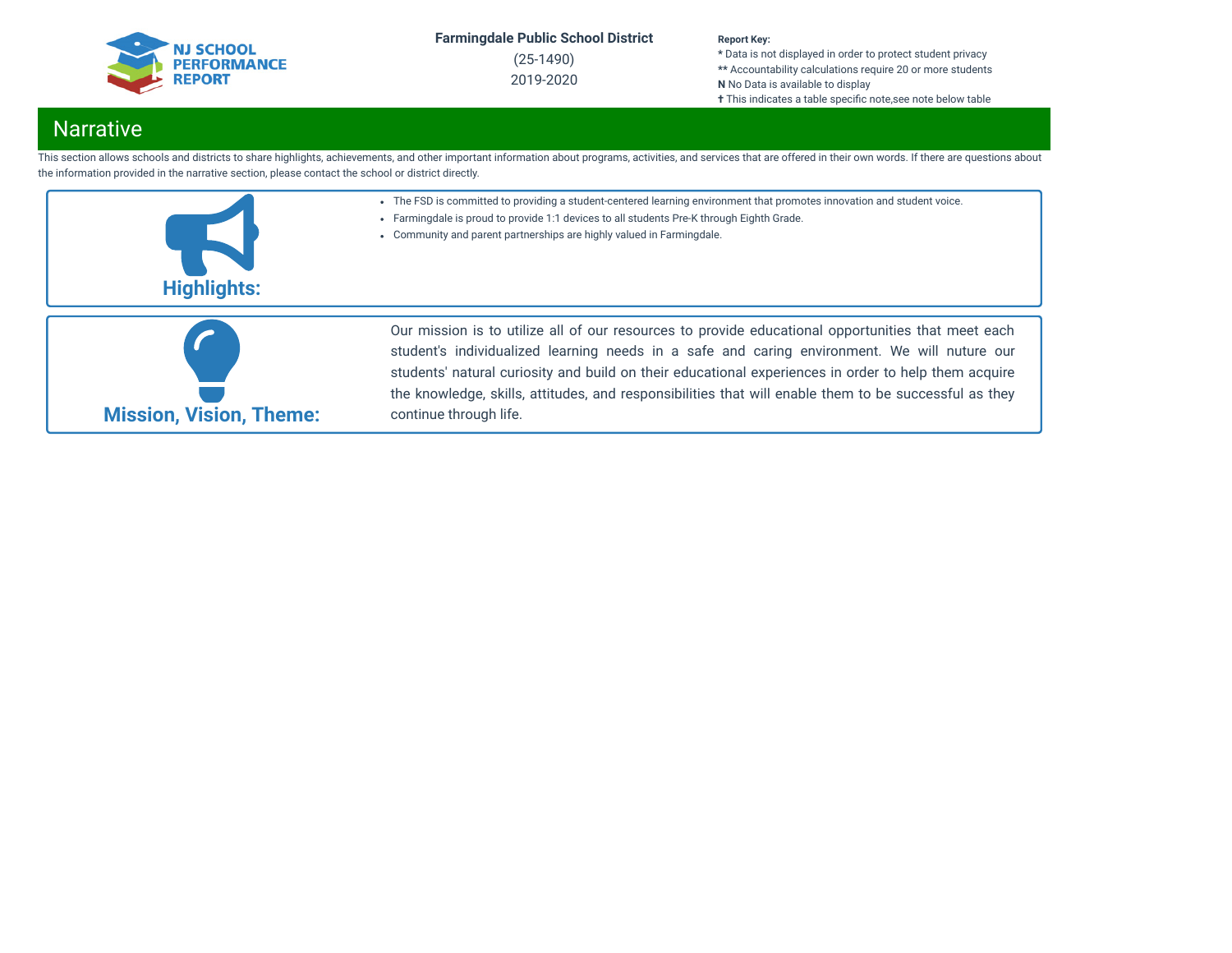**Farmingdale Public School District**
(25-1490)
2019-2020

**Report Key:**
* Data is not displayed in order to protect student privacy
** Accountability calculations require 20 or more students
**N** No Data is available to display
✝ This indicates a table specific note,see note below table

## Narrative

This section allows schools and districts to share highlights, achievements, and other important information about programs, activities, and services that are offered in their own words. If there are questions about the information provided in the narrative section, please contact the school or district directly.

### Highlights:

- The FSD is committed to providing a student-centered learning environment that promotes innovation and student voice.
- Farmingdale is proud to provide 1:1 devices to all students Pre-K through Eighth Grade.
- Community and parent partnerships are highly valued in Farmingdale.

### Mission, Vision, Theme:

Our mission is to utilize all of our resources to provide educational opportunities that meet each student's individualized learning needs in a safe and caring environment. We will nuture our students' natural curiosity and build on their educational experiences in order to help them acquire the knowledge, skills, attitudes, and responsibilities that will enable them to be successful as they continue through life.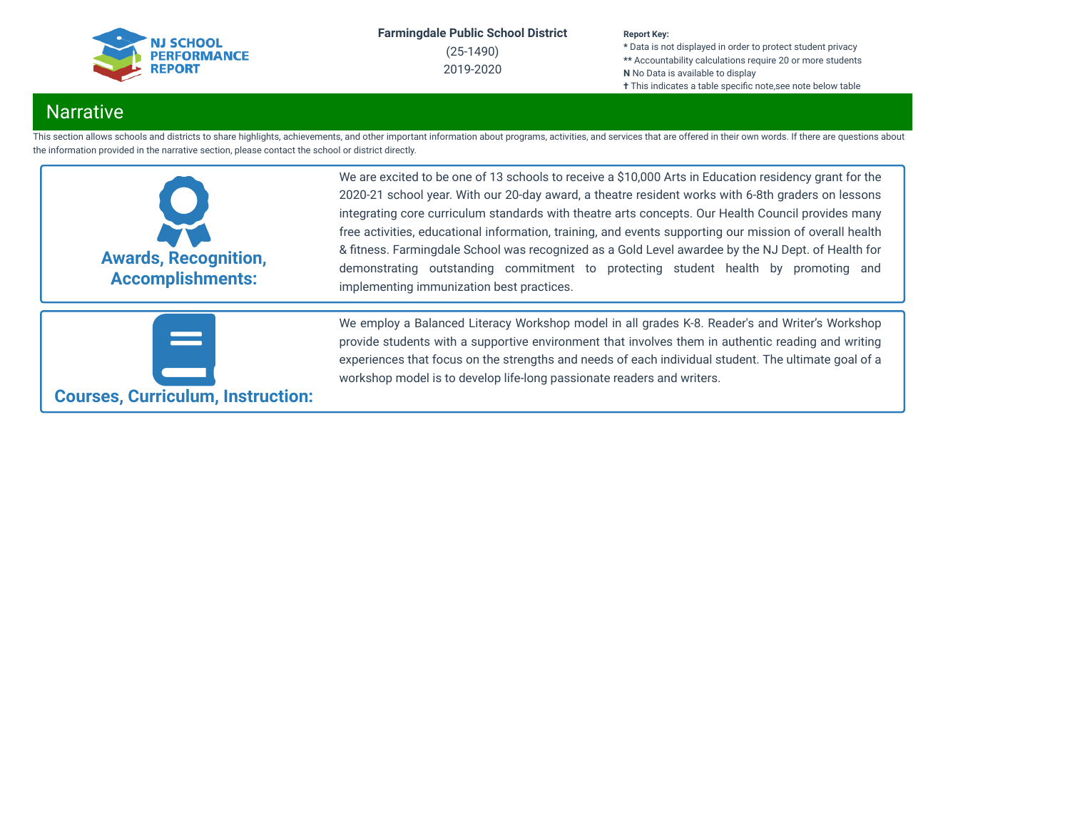**Farmingdale Public School District**
(25-1490)
2019-2020

**Report Key:**
* Data is not displayed in order to protect student privacy
** Accountability calculations require 20 or more students
**N** No Data is available to display
✝ This indicates a table specific note,see note below table

## Narrative

This section allows schools and districts to share highlights, achievements, and other important information about programs, activities, and services that are offered in their own words. If there are questions about the information provided in the narrative section, please contact the school or district directly.

### Awards, Recognition, Accomplishments:

We are excited to be one of 13 schools to receive a $10,000 Arts in Education residency grant for the 2020-21 school year. With our 20-day award, a theatre resident works with 6-8th graders on lessons integrating core curriculum standards with theatre arts concepts. Our Health Council provides many free activities, educational information, training, and events supporting our mission of overall health & fitness. Farmingdale School was recognized as a Gold Level awardee by the NJ Dept. of Health for demonstrating outstanding commitment to protecting student health by promoting and implementing immunization best practices.

### Courses, Curriculum, Instruction:

We employ a Balanced Literacy Workshop model in all grades K-8. Reader's and Writer’s Workshop provide students with a supportive environment that involves them in authentic reading and writing experiences that focus on the strengths and needs of each individual student. The ultimate goal of a workshop model is to develop life-long passionate readers and writers.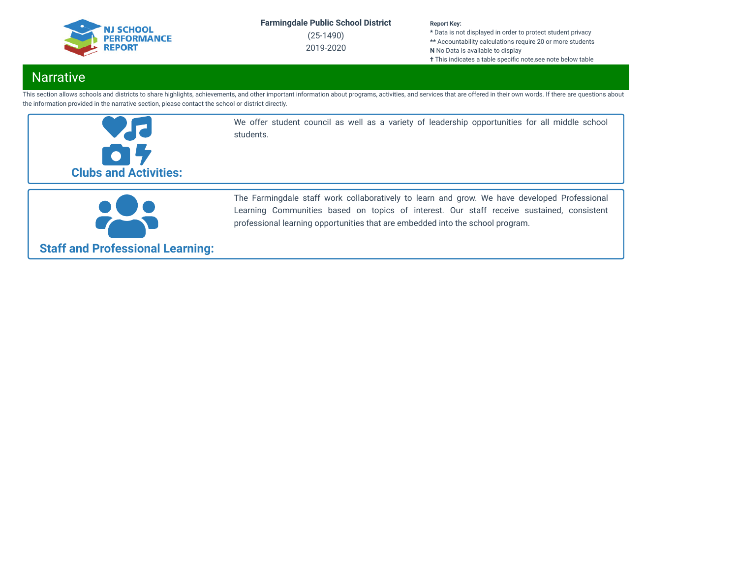## Narrative

This section allows schools and districts to share highlights, achievements, and other important information about programs, activities, and services that are offered in their own words. If there are questions about the information provided in the narrative section, please contact the school or district directly.

**Clubs and Activities:**

We offer student council as well as a variety of leadership opportunities for all middle school students.

**Staff and Professional Learning:**

The Farmingdale staff work collaboratively to learn and grow. We have developed Professional Learning Communities based on topics of interest. Our staff receive sustained, consistent professional learning opportunities that are embedded into the school program.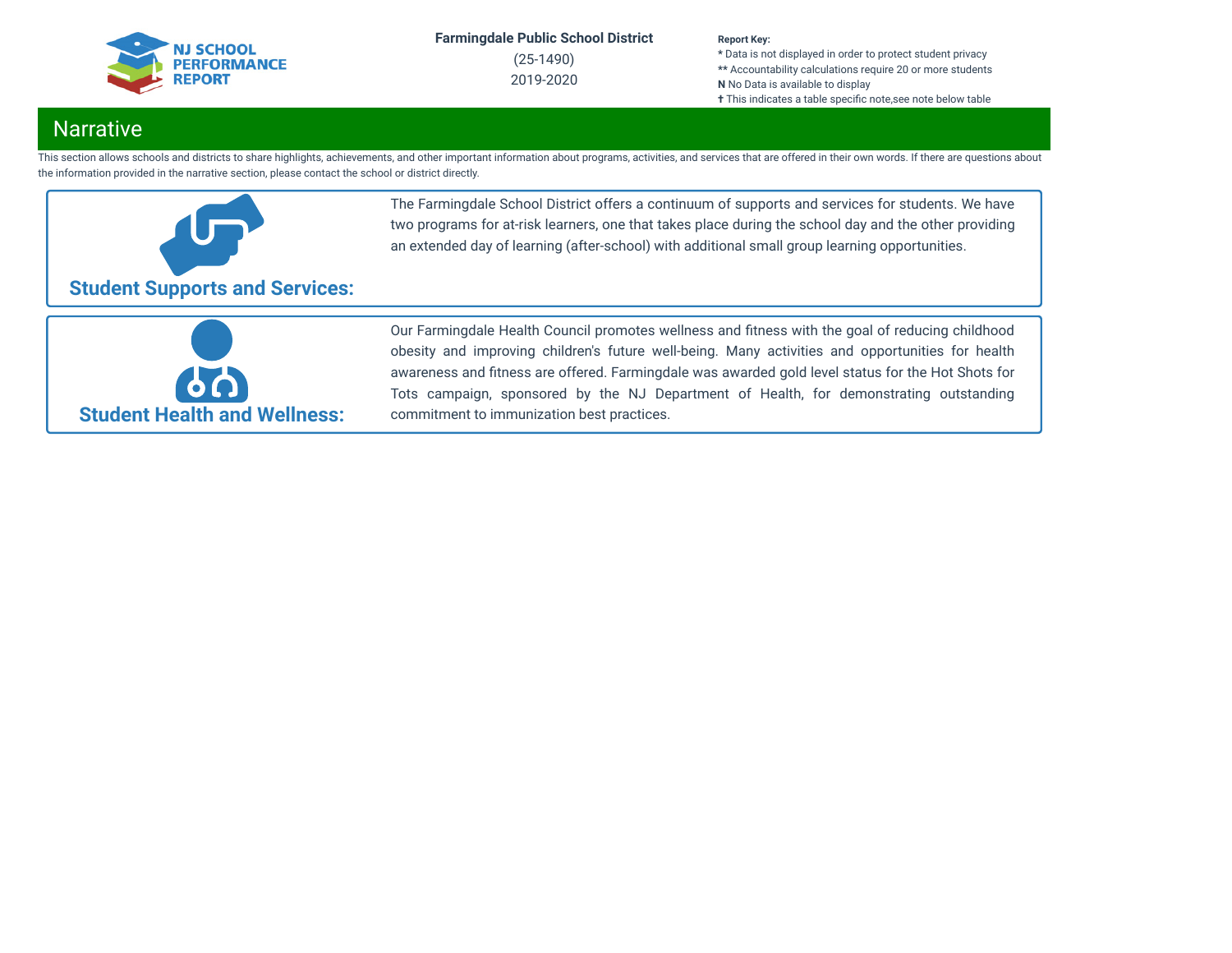# Narrative

This section allows schools and districts to share highlights, achievements, and other important information about programs, activities, and services that are offered in their own words. If there are questions about the information provided in the narrative section, please contact the school or district directly.

### Student Supports and Services:

The Farmingdale School District offers a continuum of supports and services for students. We have two programs for at-risk learners, one that takes place during the school day and the other providing an extended day of learning (after-school) with additional small group learning opportunities.

### Student Health and Wellness:

Our Farmingdale Health Council promotes wellness and fitness with the goal of reducing childhood obesity and improving children's future well-being. Many activities and opportunities for health awareness and fitness are offered. Farmingdale was awarded gold level status for the Hot Shots for Tots campaign, sponsored by the NJ Department of Health, for demonstrating outstanding commitment to immunization best practices.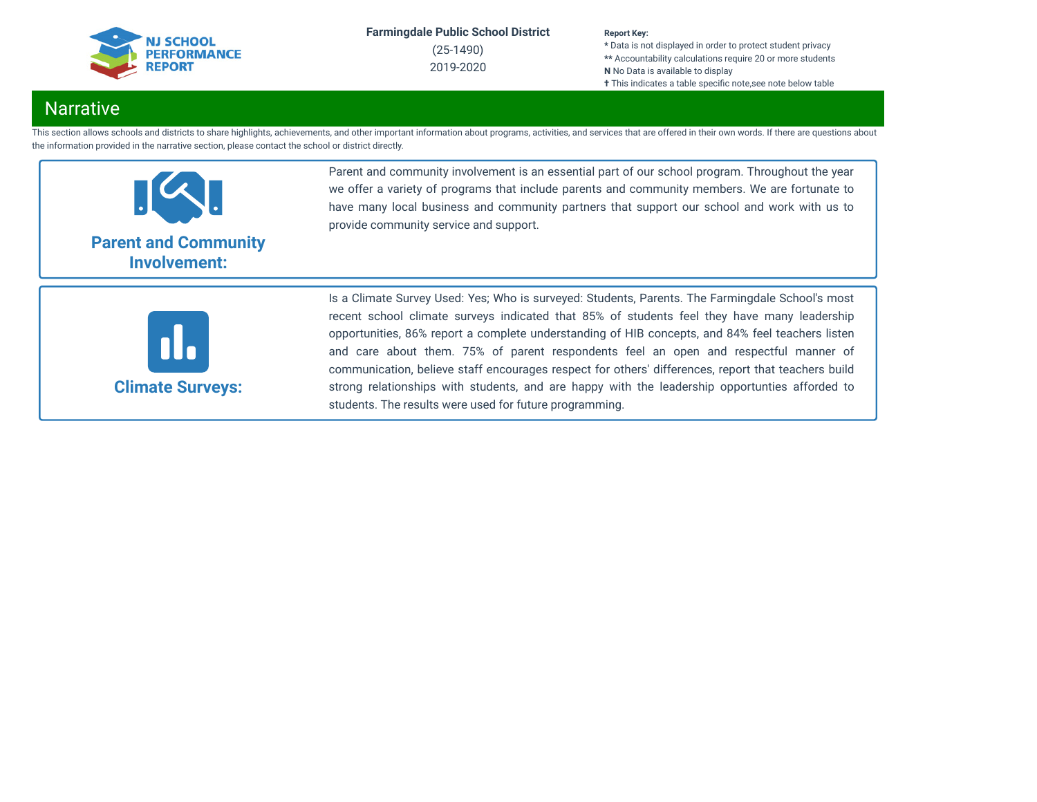Farmingdale Public School District
(25-1490)
2019-2020

**Report Key:**
**\*** Data is not displayed in order to protect student privacy
**\*\*** Accountability calculations require 20 or more students
**N** No Data is available to display
**†** This indicates a table specific note,see note below table

## Narrative

This section allows schools and districts to share highlights, achievements, and other important information about programs, activities, and services that are offered in their own words. If there are questions about the information provided in the narrative section, please contact the school or district directly.

### Parent and Community Involvement:

Parent and community involvement is an essential part of our school program. Throughout the year we offer a variety of programs that include parents and community members. We are fortunate to have many local business and community partners that support our school and work with us to provide community service and support.

### Climate Surveys:

Is a Climate Survey Used: Yes; Who is surveyed: Students, Parents. The Farmingdale School's most recent school climate surveys indicated that 85% of students feel they have many leadership opportunities, 86% report a complete understanding of HIB concepts, and 84% feel teachers listen and care about them. 75% of parent respondents feel an open and respectful manner of communication, believe staff encourages respect for others' differences, report that teachers build strong relationships with students, and are happy with the leadership opportunties afforded to students. The results were used for future programming.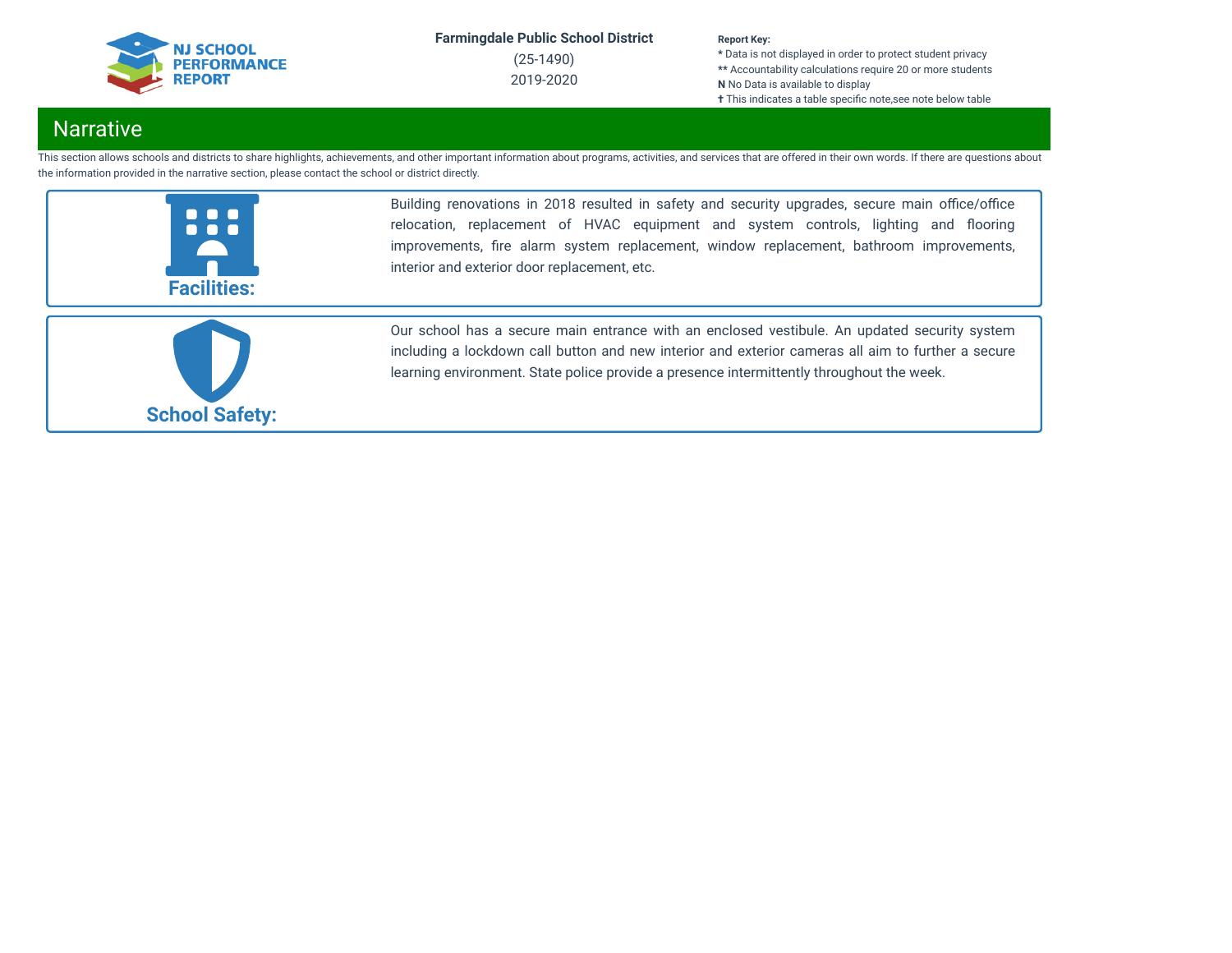## Narrative

This section allows schools and districts to share highlights, achievements, and other important information about programs, activities, and services that are offered in their own words. If there are questions about the information provided in the narrative section, please contact the school or district directly.

**Facilities:**

Building renovations in 2018 resulted in safety and security upgrades, secure main office/office relocation, replacement of HVAC equipment and system controls, lighting and flooring improvements, fire alarm system replacement, window replacement, bathroom improvements, interior and exterior door replacement, etc.

**School Safety:**

Our school has a secure main entrance with an enclosed vestibule. An updated security system including a lockdown call button and new interior and exterior cameras all aim to further a secure learning environment. State police provide a presence intermittently throughout the week.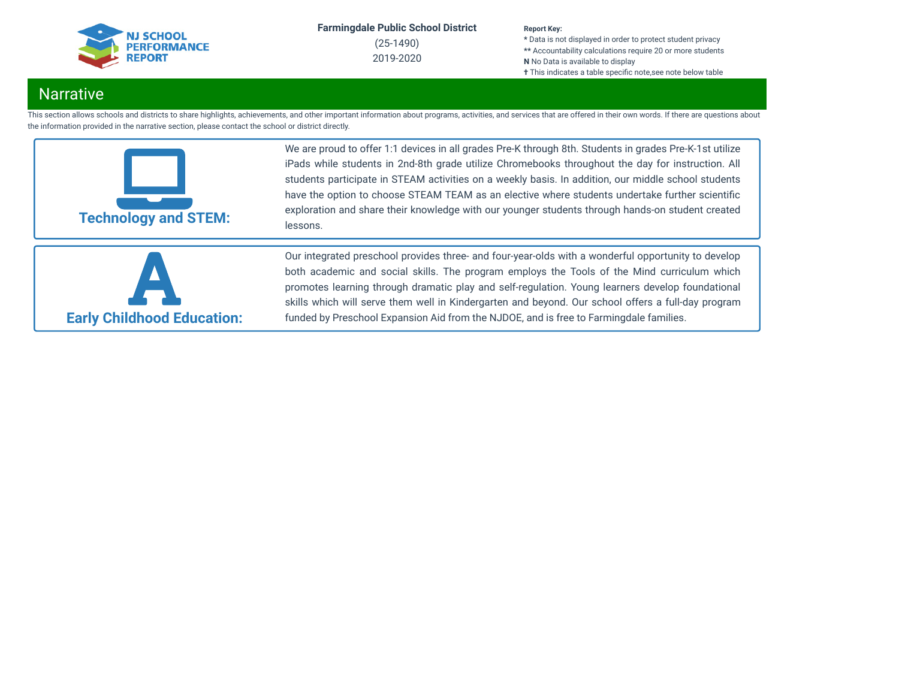**Farmingdale Public School District**
(25-1490)
2019-2020

**Report Key:**
* Data is not displayed in order to protect student privacy
** Accountability calculations require 20 or more students
**N** No Data is available to display
✝ This indicates a table specific note,see note below table

# Narrative

This section allows schools and districts to share highlights, achievements, and other important information about programs, activities, and services that are offered in their own words. If there are questions about the information provided in the narrative section, please contact the school or district directly.

## Technology and STEM:

We are proud to offer 1:1 devices in all grades Pre-K through 8th. Students in grades Pre-K-1st utilize iPads while students in 2nd-8th grade utilize Chromebooks throughout the day for instruction. All students participate in STEAM activities on a weekly basis. In addition, our middle school students have the option to choose STEAM TEAM as an elective where students undertake further scientific exploration and share their knowledge with our younger students through hands-on student created lessons.

## Early Childhood Education:

Our integrated preschool provides three- and four-year-olds with a wonderful opportunity to develop both academic and social skills. The program employs the Tools of the Mind curriculum which promotes learning through dramatic play and self-regulation. Young learners develop foundational skills which will serve them well in Kindergarten and beyond. Our school offers a full-day program funded by Preschool Expansion Aid from the NJDOE, and is free to Farmingdale families.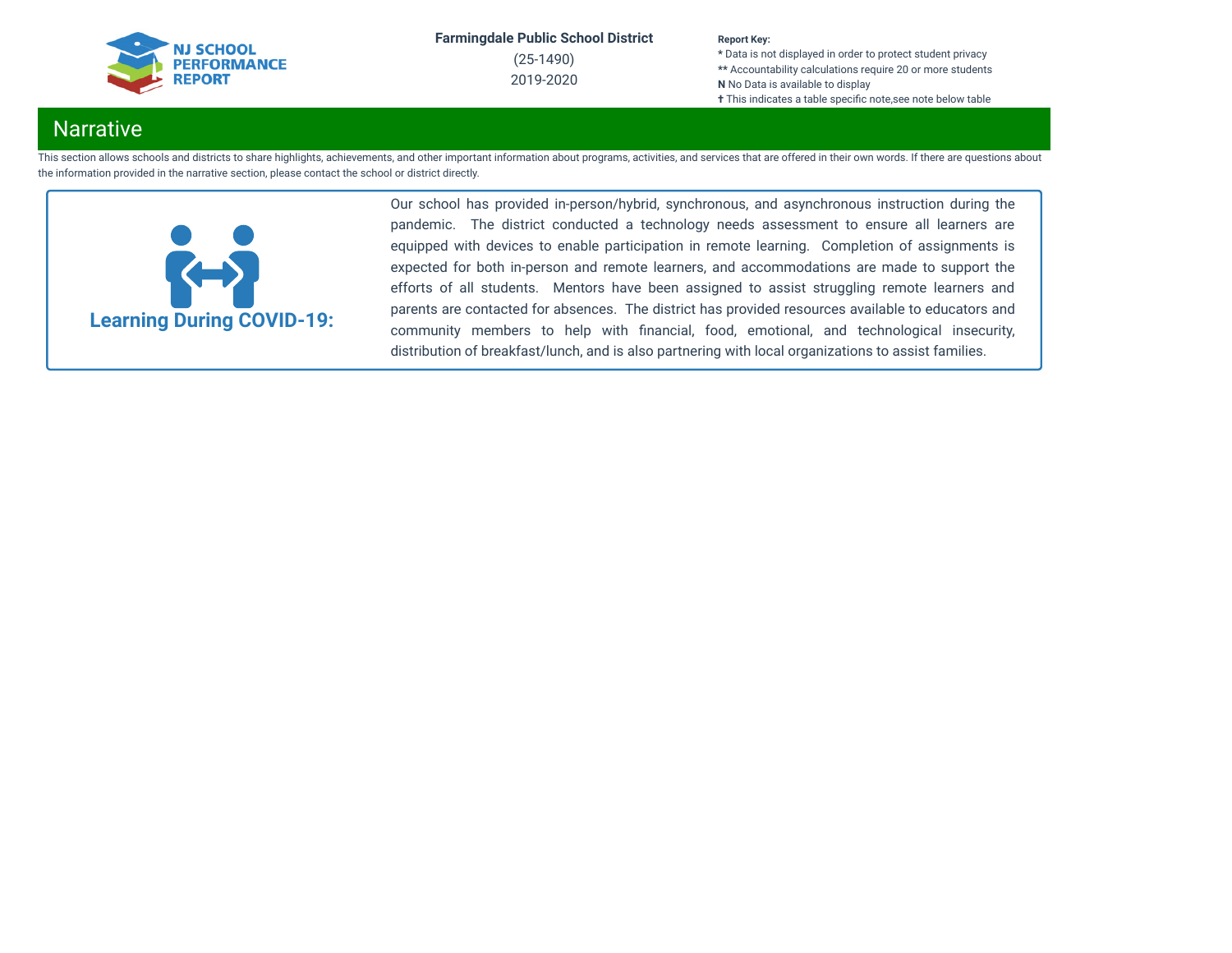## Narrative

This section allows schools and districts to share highlights, achievements, and other important information about programs, activities, and services that are offered in their own words. If there are questions about the information provided in the narrative section, please contact the school or district directly.

### Learning During COVID-19:

Our school has provided in-person/hybrid, synchronous, and asynchronous instruction during the pandemic. The district conducted a technology needs assessment to ensure all learners are equipped with devices to enable participation in remote learning. Completion of assignments is expected for both in-person and remote learners, and accommodations are made to support the efforts of all students. Mentors have been assigned to assist struggling remote learners and parents are contacted for absences. The district has provided resources available to educators and community members to help with financial, food, emotional, and technological insecurity, distribution of breakfast/lunch, and is also partnering with local organizations to assist families.